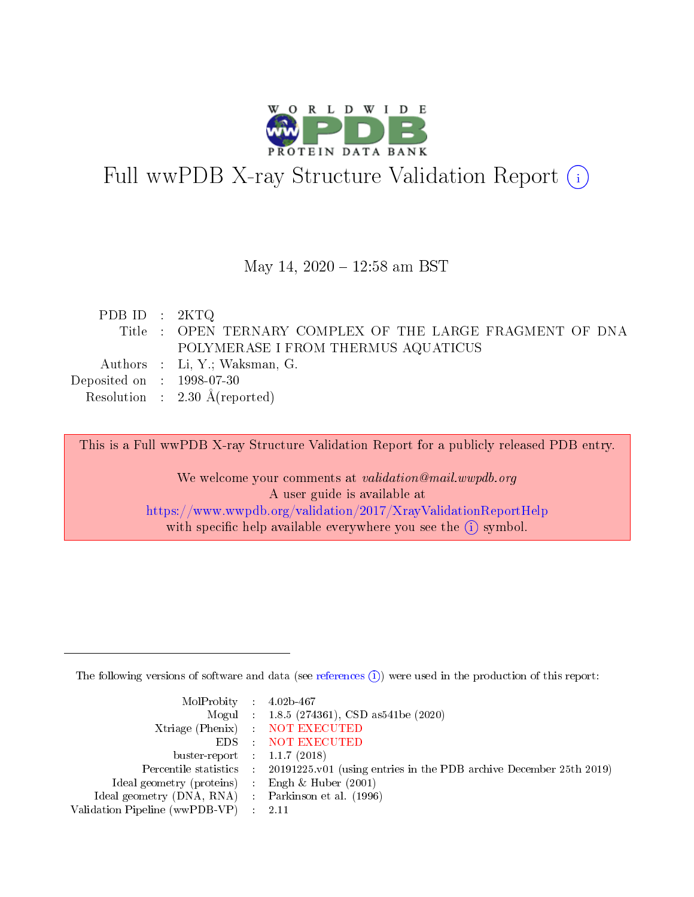# Full wwPDB X-ray Structure Validation Report

May 14, 2020 – 12:58 am BST

| | | |
|---|---|---|
| PDB ID | : | 2KTQ |
| Title | : | OPEN TERNARY COMPLEX OF THE LARGE FRAGMENT OF DNA POLYMERASE I FROM THERMUS AQUATICUS |
| Authors | : | Li, Y.; Waksman, G. |
| Deposited on | : | 1998-07-30 |
| Resolution | : | 2.30 Å(reported) |

This is a Full wwPDB X-ray Structure Validation Report for a publicly released PDB entry.

We welcome your comments at *validation@mail.wwpdb.org*
A user guide is available at
https://www.wwpdb.org/validation/2017/XrayValidationReportHelp
with specific help available everywhere you see the (i) symbol.

The following versions of software and data (see references (i)) were used in the production of this report:

| | | |
|---|---|---|
| MolProbity | : | 4.02b-467 |
| Mogul | : | 1.8.5 (274361), CSD as541be (2020) |
| Xtriage (Phenix) | : | NOT EXECUTED |
| EDS | : | NOT EXECUTED |
| buster-report | : | 1.1.7 (2018) |
| Percentile statistics | : | 20191225.v01 (using entries in the PDB archive December 25th 2019) |
| Ideal geometry (proteins) | : | Engh & Huber (2001) |
| Ideal geometry (DNA, RNA) | : | Parkinson et al. (1996) |
| Validation Pipeline (wwPDB-VP) | : | 2.11 |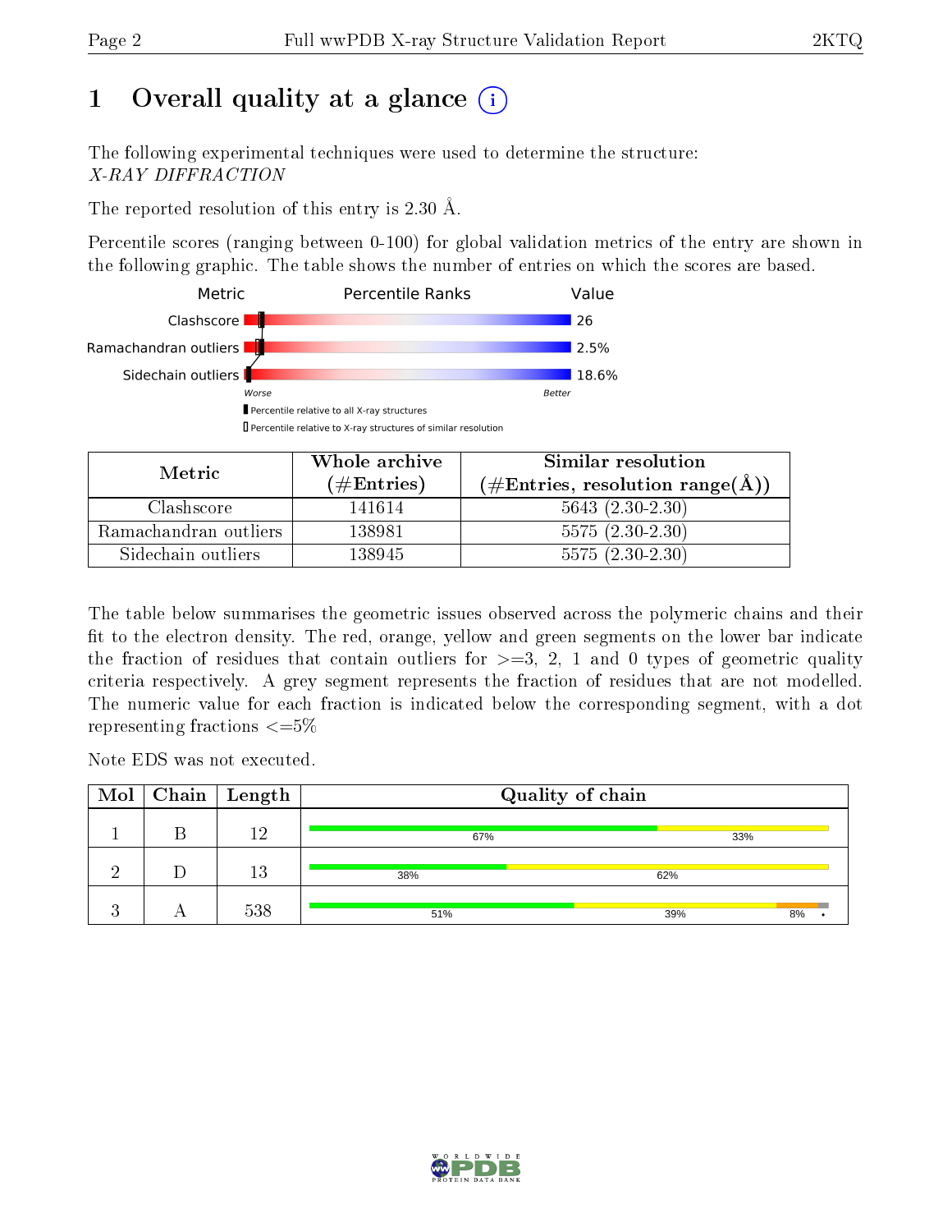# 1 Overall quality at a glance (i)

The following experimental techniques were used to determine the structure:
*X-RAY DIFFRACTION*

The reported resolution of this entry is 2.30 Å.

Percentile scores (ranging between 0-100) for global validation metrics of the entry are shown in the following graphic. The table shows the number of entries on which the scores are based.

| Metric | Value |
|---|---|
| Clashscore | 26 |
| Ramachandran outliers | 2.5% |
| Sidechain outliers | 18.6% |

Worse — Better

Percentile relative to all X-ray structures

Percentile relative to X-ray structures of similar resolution

| Metric | Whole archive (#Entries) | Similar resolution (#Entries, resolution range(Å)) |
|---|---|---|
| Clashscore | 141614 | 5643 (2.30-2.30) |
| Ramachandran outliers | 138981 | 5575 (2.30-2.30) |
| Sidechain outliers | 138945 | 5575 (2.30-2.30) |

The table below summarises the geometric issues observed across the polymeric chains and their fit to the electron density. The red, orange, yellow and green segments on the lower bar indicate the fraction of residues that contain outliers for >=3, 2, 1 and 0 types of geometric quality criteria respectively. A grey segment represents the fraction of residues that are not modelled. The numeric value for each fraction is indicated below the corresponding segment, with a dot representing fractions <=5%

Note EDS was not executed.

| Mol | Chain | Length | Quality of chain |
|---|---|---|---|
| 1 | B | 12 | 67% / 33% |
| 2 | D | 13 | 38% / 62% |
| 3 | A | 538 | 51% / 39% / 8% / • |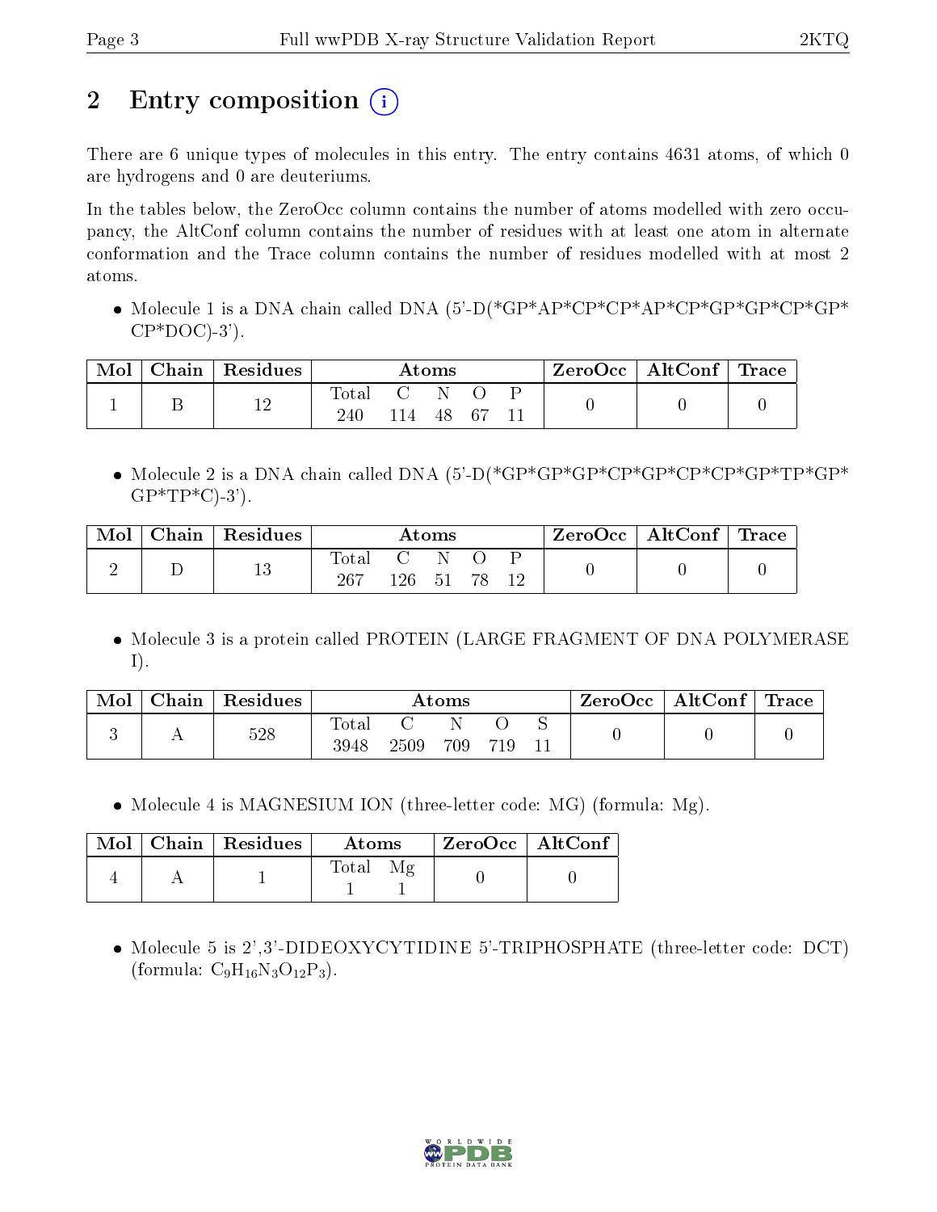## 2 Entry composition

There are 6 unique types of molecules in this entry. The entry contains 4631 atoms, of which 0 are hydrogens and 0 are deuteriums.

In the tables below, the ZeroOcc column contains the number of atoms modelled with zero occupancy, the AltConf column contains the number of residues with at least one atom in alternate conformation and the Trace column contains the number of residues modelled with at most 2 atoms.

- Molecule 1 is a DNA chain called DNA (5'-D(*GP*AP*CP*CP*AP*CP*GP*GP*CP*GP*CP*DOC)-3').

| Mol | Chain | Residues | Atoms | | | | | ZeroOcc | AltConf | Trace |
|---|---|---|---|---|---|---|---|---|---|---|
| 1 | B | 12 | Total | C | N | O | P | 0 | 0 | 0 |
| | | | 240 | 114 | 48 | 67 | 11 | | | |

- Molecule 2 is a DNA chain called DNA (5'-D(*GP*GP*GP*CP*GP*CP*CP*GP*TP*GP*GP*TP*C)-3').

| Mol | Chain | Residues | Atoms | | | | | ZeroOcc | AltConf | Trace |
|---|---|---|---|---|---|---|---|---|---|---|
| 2 | D | 13 | Total | C | N | O | P | 0 | 0 | 0 |
| | | | 267 | 126 | 51 | 78 | 12 | | | |

- Molecule 3 is a protein called PROTEIN (LARGE FRAGMENT OF DNA POLYMERASE I).

| Mol | Chain | Residues | Atoms | | | | | ZeroOcc | AltConf | Trace |
|---|---|---|---|---|---|---|---|---|---|---|
| 3 | A | 528 | Total | C | N | O | S | 0 | 0 | 0 |
| | | | 3948 | 2509 | 709 | 719 | 11 | | | |

- Molecule 4 is MAGNESIUM ION (three-letter code: MG) (formula: Mg).

| Mol | Chain | Residues | Atoms | | ZeroOcc | AltConf |
|---|---|---|---|---|---|---|
| 4 | A | 1 | Total | Mg | 0 | 0 |
| | | | 1 | 1 | | |

- Molecule 5 is 2',3'-DIDEOXYCYTIDINE 5'-TRIPHOSPHATE (three-letter code: DCT) (formula: $C_9H_{16}N_3O_{12}P_3$).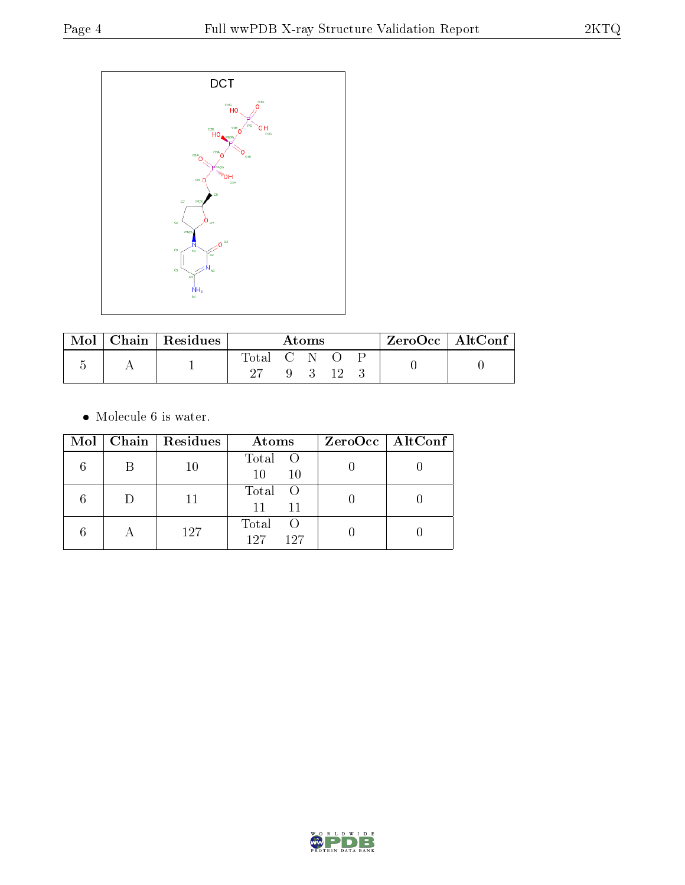| Mol | Chain | Residues | Atoms | | | | | ZeroOcc | AltConf |
|---|---|---|---|---|---|---|---|---|---|
| | | | Total | C | N | O | P | | |
| 5 | A | 1 | 27 | 9 | 3 | 12 | 3 | 0 | 0 |

- Molecule 6 is water.

| Mol | Chain | Residues | Atoms | | ZeroOcc | AltConf |
|---|---|---|---|---|---|---|
| | | | Total | O | | |
| 6 | B | 10 | 10 | 10 | 0 | 0 |
| 6 | D | 11 | 11 | 11 | 0 | 0 |
| 6 | A | 127 | 127 | 127 | 0 | 0 |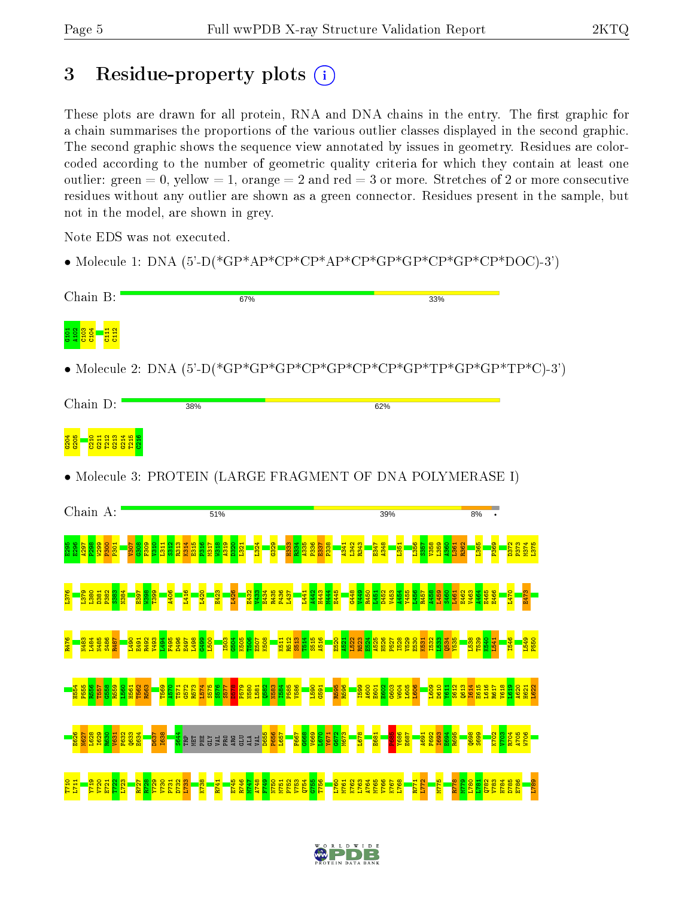# 3 Residue-property plots

These plots are drawn for all protein, RNA and DNA chains in the entry. The first graphic for a chain summarises the proportions of the various outlier classes displayed in the second graphic. The second graphic shows the sequence view annotated by issues in geometry. Residues are color-coded according to the number of geometric quality criteria for which they contain at least one outlier: green = 0, yellow = 1, orange = 2 and red = 3 or more. Stretches of 2 or more consecutive residues without any outlier are shown as a green connector. Residues present in the sample, but not in the model, are shown in grey.

Note EDS was not executed.

- Molecule 1: DNA (5'-D(*GP*AP*CP*CP*AP*CP*GP*GP*CP*GP*CP*DOC)-3')

Chain B: 67% | 33%

G101 A102 C103 C104 C111 C112

- Molecule 2: DNA (5'-D(*GP*GP*GP*CP*GP*CP*CP*GP*TP*GP*GP*TP*C)-3')

Chain D: 38% | 62%

G204 G205 C210 G211 T212 G213 G214 T215 C216

- Molecule 3: PROTEIN (LARGE FRAGMENT OF DNA POLYMERASE I)

Chain A: 51% | 39% | 8% | •

E295 E296 A297 P298 W299 P300 P301 V307 G308 F309 V310 L311 S312 R313 K314 E315 P316 M317 W318 A319 D320 L321 L324 G329 H333 R334 A335 P336 E337 P338 A341 L342 R343 E347 A348 L351 L356 S357 V358 L359 A360 L361 R362 L365 P369 D372 P373 M374 L375

L376 L379 L380 D381 P382 S383 N384 E397 W398 T399 A406 L416 L420 E423 L426 E432 V433 E434 R435 P436 L437 L441 A442 H443 M444 E445 G448 V449 R450 L451 D452 V453 A454 Y455 L456 R457 A458 L459 S460 L461 E462 V463 A464 E465 E466 L470 E473

R476 N483 L484 N485 S486 R487 L490 E491 R492 V493 L494 F495 D496 E497 L498 G499 L500 I503 G504 K505 T506 E507 K508 K511 R512 S513 T514 S515 A516 E520 A521 L522 R523 E524 A525 H526 P527 I528 V529 E530 K531 I532 L533 Q534 Y535 L538 T539 K540 L541 I546 L549 P550

H554 P555 R556 T557 G558 R559 L560 H561 T562 R563 T569 A570 T571 G572 R573 L574 S575 S576 S577 D578 P579 N580 L581 Q582 N583 I584 P585 V586 L590 G591 R595 R596 I599 A600 E601 E602 G603 W604 L605 L606 L609 D610 Y611 S612 Q613 I614 E615 L616 R617 V618 L619 A620 H621 L622

E626 N627 L628 I629 R630 V631 F632 Q633 E634 D637 I638 S644 TRP MET PHE GLY VAL PRO ARG GLU ALA VAL D655 P656 L657 F667 G668 V669 L670 Y671 G672 M673 L678 E681 F686 Y686 E687 A691 F692 I693 E694 R695 Q698 S699 K702 V703 R704 A705 W706

T710 L711 Y719 V720 E721 T722 L723 R727 R728 Y729 V730 P731 D732 L733 K738 R741 E745 R746 M747 A748 F749 N750 M751 P752 V753 Q754 G755 T756 L760 M761 K762 L763 A764 M765 V766 K767 L768 R771 L772 M775 R778 M779 L780 L781 Q782 V783 H784 D785 E786 L789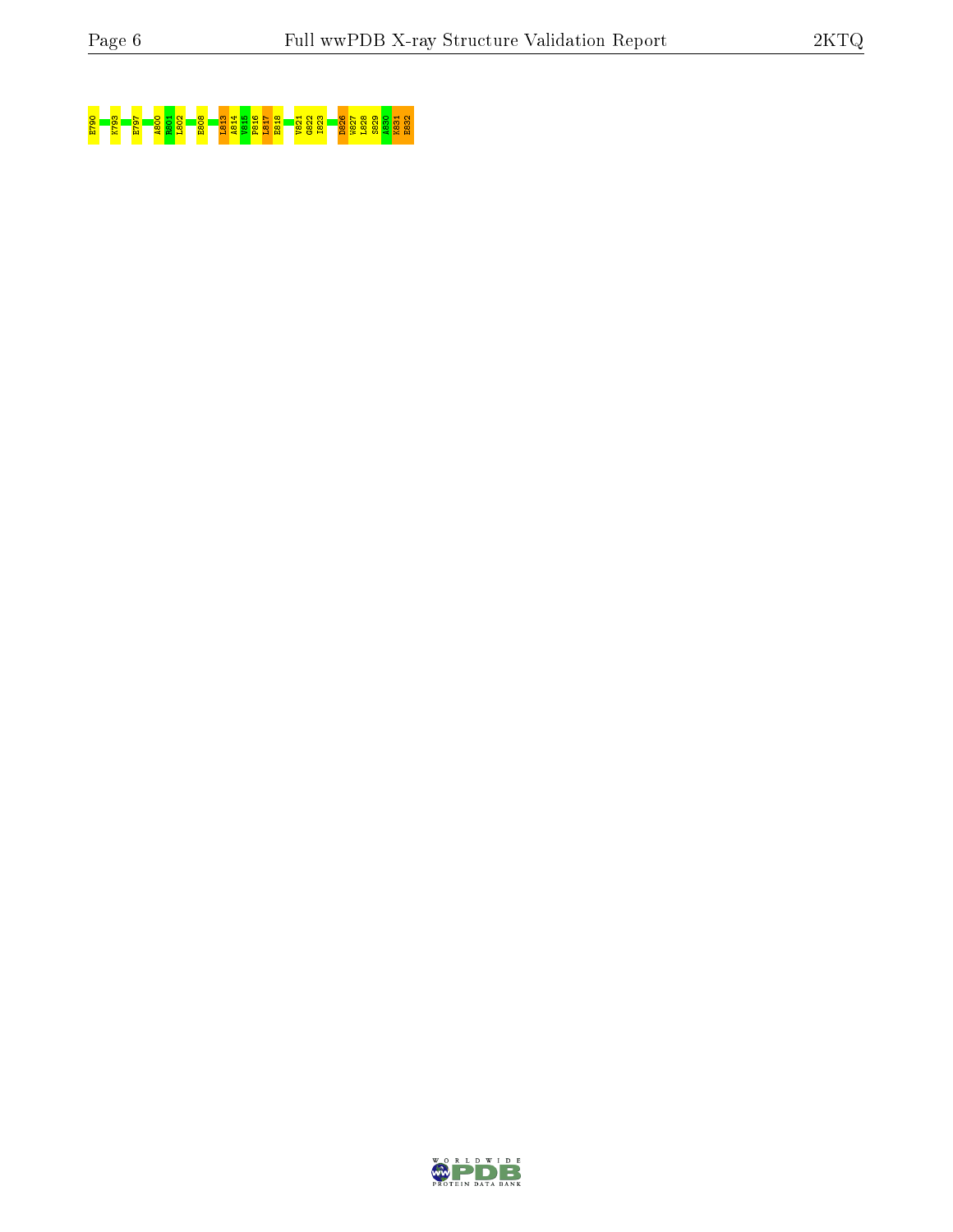E790 K793 E797 A800 H801 L802 E808 L813 A814 V815 P816 L817 E818 V821 G822 I823 D826 W827 L828 S829 A830 K831 E832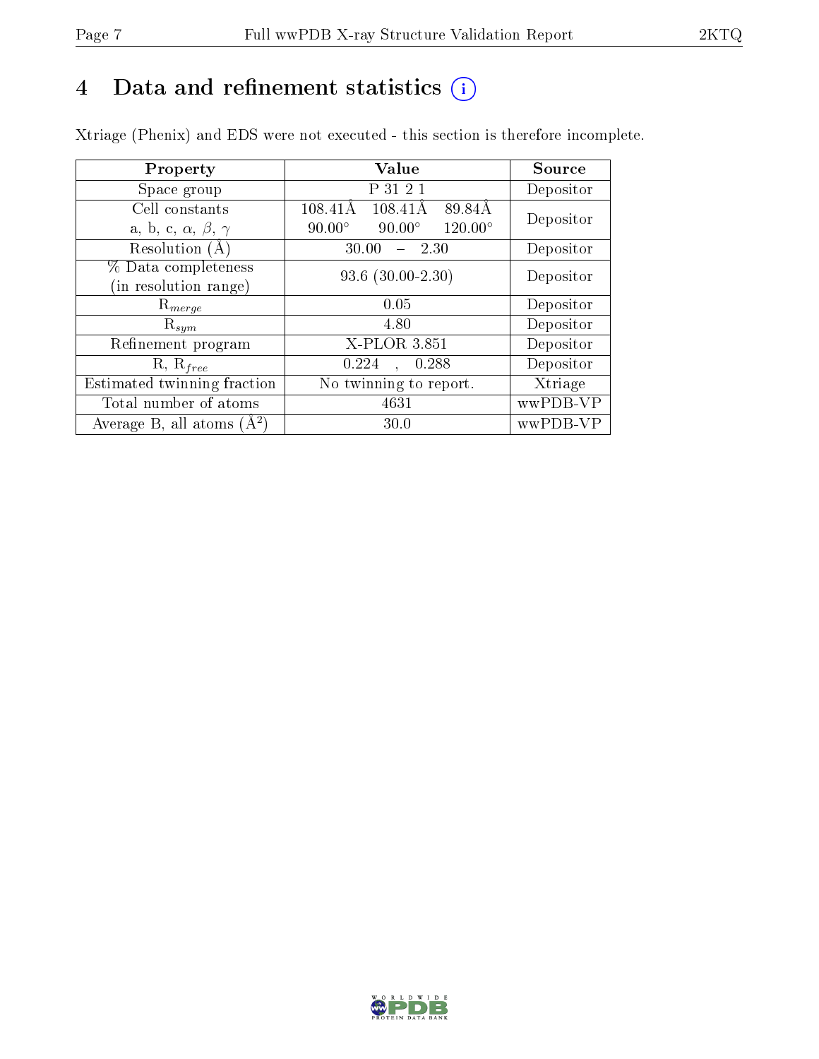# 4 Data and refinement statistics

Xtriage (Phenix) and EDS were not executed - this section is therefore incomplete.

| Property | Value | Source |
|---|---|---|
| Space group | P 31 2 1 | Depositor |
| Cell constants<br>a, b, c, $\alpha$, $\beta$, $\gamma$ | 108.41Å 108.41Å 89.84Å<br>90.00° 90.00° 120.00° | Depositor |
| Resolution (Å) | 30.00 – 2.30 | Depositor |
| % Data completeness<br>(in resolution range) | 93.6 (30.00-2.30) | Depositor |
| $R_{merge}$ | 0.05 | Depositor |
| $R_{sym}$ | 4.80 | Depositor |
| Refinement program | X-PLOR 3.851 | Depositor |
| R, $R_{free}$ | 0.224 , 0.288 | Depositor |
| Estimated twinning fraction | No twinning to report. | Xtriage |
| Total number of atoms | 4631 | wwPDB-VP |
| Average B, all atoms ($Å^2$) | 30.0 | wwPDB-VP |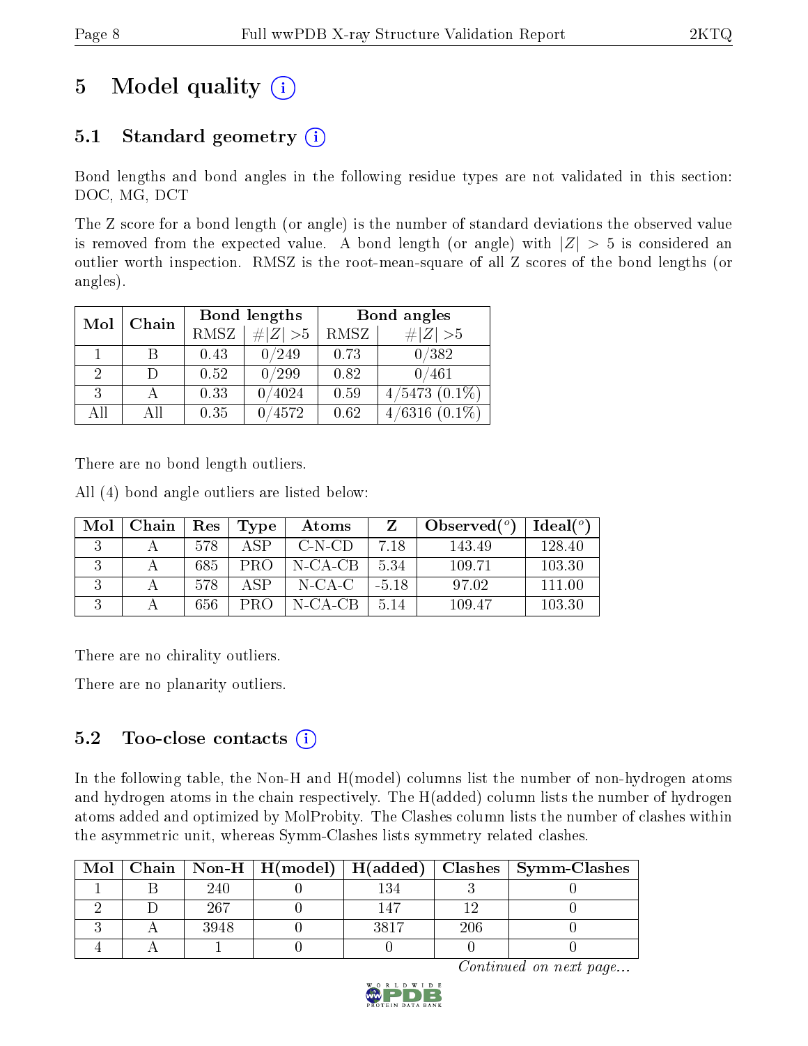# 5 Model quality

## 5.1 Standard geometry

Bond lengths and bond angles in the following residue types are not validated in this section: DOC, MG, DCT

The Z score for a bond length (or angle) is the number of standard deviations the observed value is removed from the expected value. A bond length (or angle) with $|Z| > 5$ is considered an outlier worth inspection. RMSZ is the root-mean-square of all Z scores of the bond lengths (or angles).

| Mol | Chain | Bond lengths | | Bond angles | |
|---|---|---|---|---|---|
| | | RMSZ | $\#\|Z\|>5$ | RMSZ | $\#\|Z\|>5$ |
| 1 | B | 0.43 | 0/249 | 0.73 | 0/382 |
| 2 | D | 0.52 | 0/299 | 0.82 | 0/461 |
| 3 | A | 0.33 | 0/4024 | 0.59 | 4/5473 (0.1%) |
| All | All | 0.35 | 0/4572 | 0.62 | 4/6316 (0.1%) |

There are no bond length outliers.

All (4) bond angle outliers are listed below:

| Mol | Chain | Res | Type | Atoms | Z | Observed($^o$) | Ideal($^o$) |
|---|---|---|---|---|---|---|---|
| 3 | A | 578 | ASP | C-N-CD | 7.18 | 143.49 | 128.40 |
| 3 | A | 685 | PRO | N-CA-CB | 5.34 | 109.71 | 103.30 |
| 3 | A | 578 | ASP | N-CA-C | -5.18 | 97.02 | 111.00 |
| 3 | A | 656 | PRO | N-CA-CB | 5.14 | 109.47 | 103.30 |

There are no chirality outliers.

There are no planarity outliers.

## 5.2 Too-close contacts

In the following table, the Non-H and H(model) columns list the number of non-hydrogen atoms and hydrogen atoms in the chain respectively. The H(added) column lists the number of hydrogen atoms added and optimized by MolProbity. The Clashes column lists the number of clashes within the asymmetric unit, whereas Symm-Clashes lists symmetry related clashes.

| Mol | Chain | Non-H | H(model) | H(added) | Clashes | Symm-Clashes |
|---|---|---|---|---|---|---|
| 1 | B | 240 | 0 | 134 | 3 | 0 |
| 2 | D | 267 | 0 | 147 | 12 | 0 |
| 3 | A | 3948 | 0 | 3817 | 206 | 0 |
| 4 | A | 1 | 0 | 0 | 0 | 0 |

*Continued on next page...*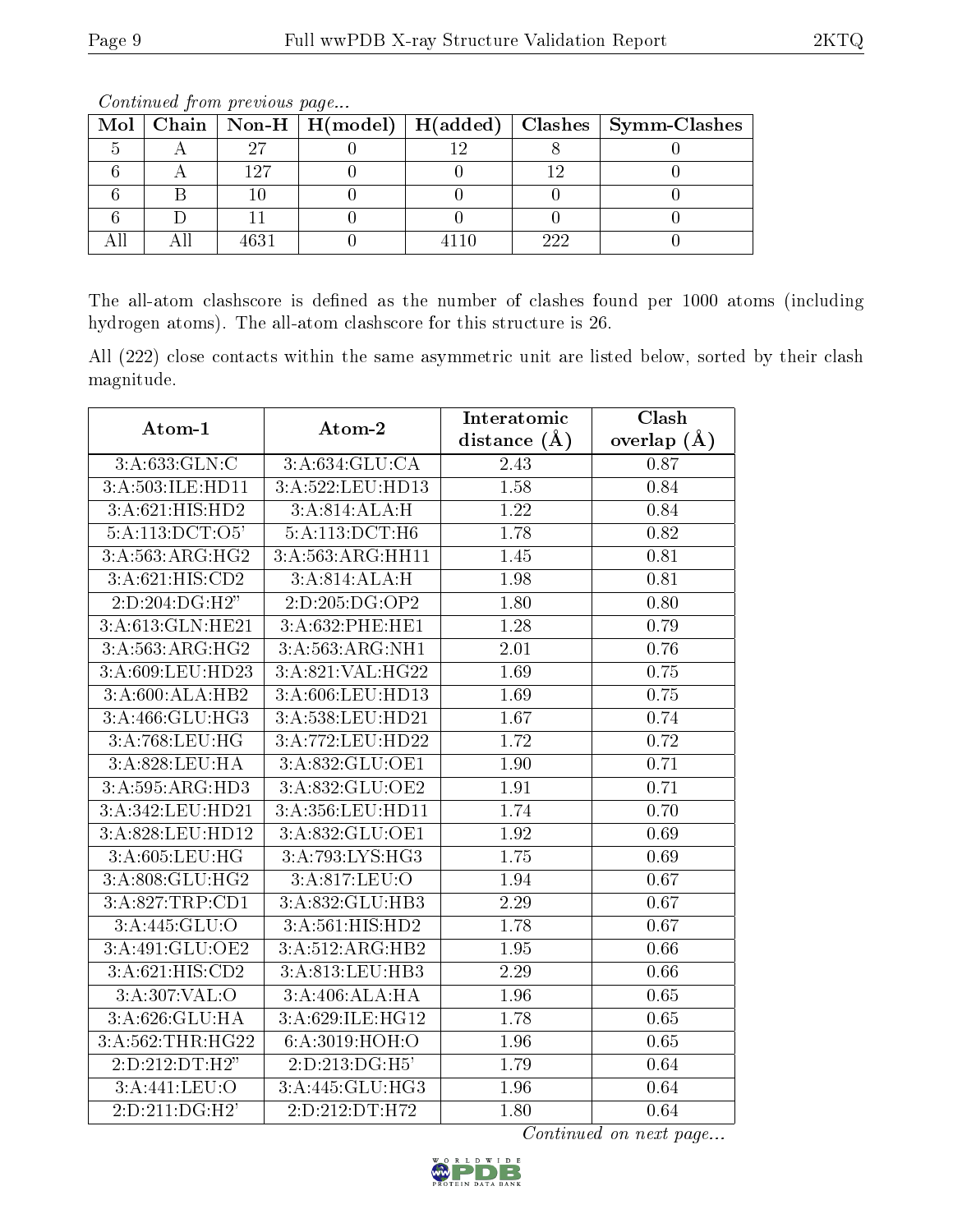*Continued from previous page...*

| Mol | Chain | Non-H | H(model) | H(added) | Clashes | Symm-Clashes |
|---|---|---|---|---|---|---|
| 5 | A | 27 | 0 | 12 | 8 | 0 |
| 6 | A | 127 | 0 | 0 | 12 | 0 |
| 6 | B | 10 | 0 | 0 | 0 | 0 |
| 6 | D | 11 | 0 | 0 | 0 | 0 |
| All | All | 4631 | 0 | 4110 | 222 | 0 |

The all-atom clashscore is defined as the number of clashes found per 1000 atoms (including hydrogen atoms). The all-atom clashscore for this structure is 26.

All (222) close contacts within the same asymmetric unit are listed below, sorted by their clash magnitude.

| Atom-1 | Atom-2 | Interatomic distance (Å) | Clash overlap (Å) |
|---|---|---|---|
| 3:A:633:GLN:C | 3:A:634:GLU:CA | 2.43 | 0.87 |
| 3:A:503:ILE:HD11 | 3:A:522:LEU:HD13 | 1.58 | 0.84 |
| 3:A:621:HIS:HD2 | 3:A:814:ALA:H | 1.22 | 0.84 |
| 5:A:113:DCT:O5' | 5:A:113:DCT:H6 | 1.78 | 0.82 |
| 3:A:563:ARG:HG2 | 3:A:563:ARG:HH11 | 1.45 | 0.81 |
| 3:A:621:HIS:CD2 | 3:A:814:ALA:H | 1.98 | 0.81 |
| 2:D:204:DG:H2" | 2:D:205:DG:OP2 | 1.80 | 0.80 |
| 3:A:613:GLN:HE21 | 3:A:632:PHE:HE1 | 1.28 | 0.79 |
| 3:A:563:ARG:HG2 | 3:A:563:ARG:NH1 | 2.01 | 0.76 |
| 3:A:609:LEU:HD23 | 3:A:821:VAL:HG22 | 1.69 | 0.75 |
| 3:A:600:ALA:HB2 | 3:A:606:LEU:HD13 | 1.69 | 0.75 |
| 3:A:466:GLU:HG3 | 3:A:538:LEU:HD21 | 1.67 | 0.74 |
| 3:A:768:LEU:HG | 3:A:772:LEU:HD22 | 1.72 | 0.72 |
| 3:A:828:LEU:HA | 3:A:832:GLU:OE1 | 1.90 | 0.71 |
| 3:A:595:ARG:HD3 | 3:A:832:GLU:OE2 | 1.91 | 0.71 |
| 3:A:342:LEU:HD21 | 3:A:356:LEU:HD11 | 1.74 | 0.70 |
| 3:A:828:LEU:HD12 | 3:A:832:GLU:OE1 | 1.92 | 0.69 |
| 3:A:605:LEU:HG | 3:A:793:LYS:HG3 | 1.75 | 0.69 |
| 3:A:808:GLU:HG2 | 3:A:817:LEU:O | 1.94 | 0.67 |
| 3:A:827:TRP:CD1 | 3:A:832:GLU:HB3 | 2.29 | 0.67 |
| 3:A:445:GLU:O | 3:A:561:HIS:HD2 | 1.78 | 0.67 |
| 3:A:491:GLU:OE2 | 3:A:512:ARG:HB2 | 1.95 | 0.66 |
| 3:A:621:HIS:CD2 | 3:A:813:LEU:HB3 | 2.29 | 0.66 |
| 3:A:307:VAL:O | 3:A:406:ALA:HA | 1.96 | 0.65 |
| 3:A:626:GLU:HA | 3:A:629:ILE:HG12 | 1.78 | 0.65 |
| 3:A:562:THR:HG22 | 6:A:3019:HOH:O | 1.96 | 0.65 |
| 2:D:212:DT:H2" | 2:D:213:DG:H5' | 1.79 | 0.64 |
| 3:A:441:LEU:O | 3:A:445:GLU:HG3 | 1.96 | 0.64 |
| 2:D:211:DG:H2' | 2:D:212:DT:H72 | 1.80 | 0.64 |

*Continued on next page...*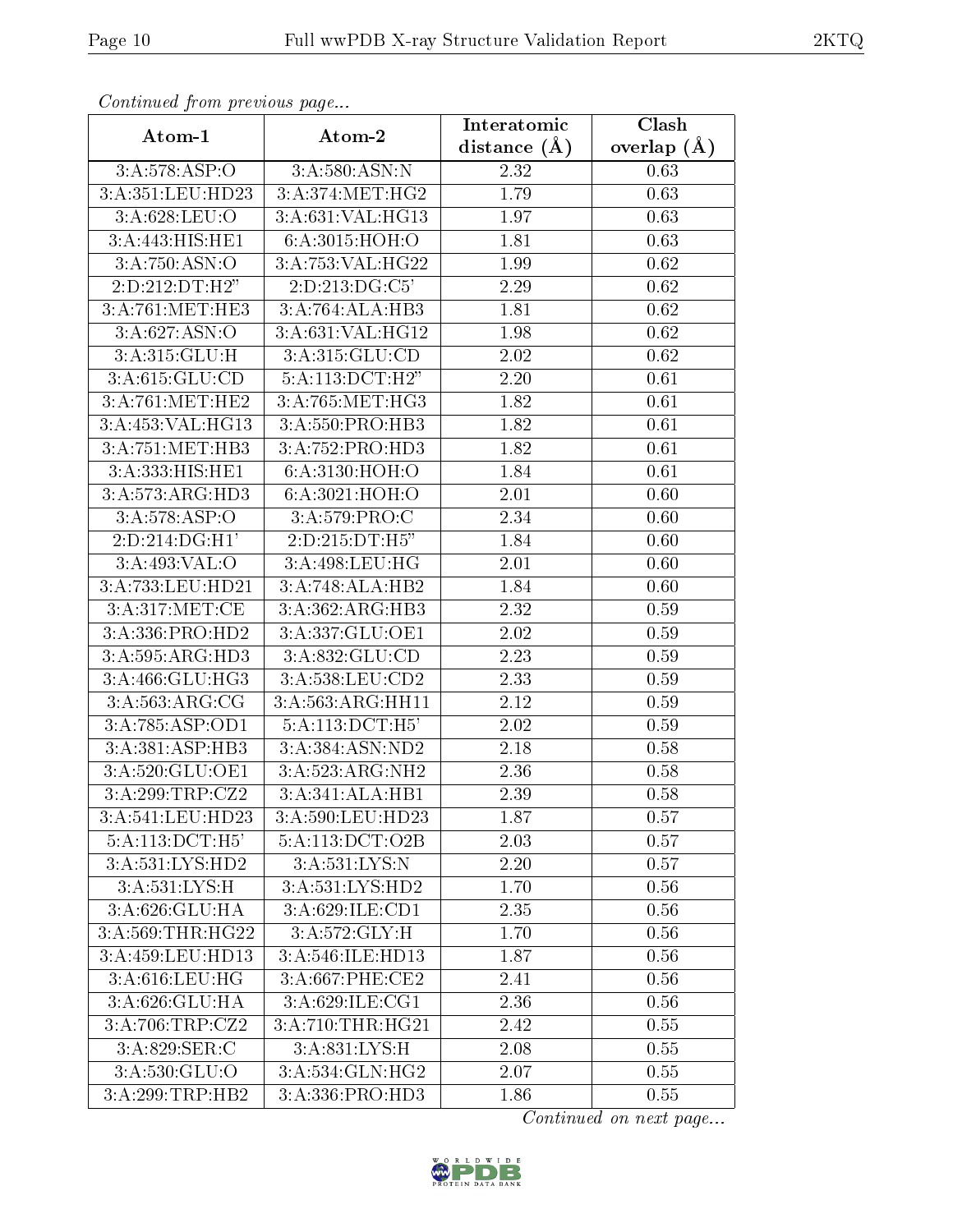*Continued from previous page...*

| Atom-1 | Atom-2 | Interatomic distance (Å) | Clash overlap (Å) |
|---|---|---|---|
| 3:A:578:ASP:O | 3:A:580:ASN:N | 2.32 | 0.63 |
| 3:A:351:LEU:HD23 | 3:A:374:MET:HG2 | 1.79 | 0.63 |
| 3:A:628:LEU:O | 3:A:631:VAL:HG13 | 1.97 | 0.63 |
| 3:A:443:HIS:HE1 | 6:A:3015:HOH:O | 1.81 | 0.63 |
| 3:A:750:ASN:O | 3:A:753:VAL:HG22 | 1.99 | 0.62 |
| 2:D:212:DT:H2" | 2:D:213:DG:C5' | 2.29 | 0.62 |
| 3:A:761:MET:HE3 | 3:A:764:ALA:HB3 | 1.81 | 0.62 |
| 3:A:627:ASN:O | 3:A:631:VAL:HG12 | 1.98 | 0.62 |
| 3:A:315:GLU:H | 3:A:315:GLU:CD | 2.02 | 0.62 |
| 3:A:615:GLU:CD | 5:A:113:DCT:H2" | 2.20 | 0.61 |
| 3:A:761:MET:HE2 | 3:A:765:MET:HG3 | 1.82 | 0.61 |
| 3:A:453:VAL:HG13 | 3:A:550:PRO:HB3 | 1.82 | 0.61 |
| 3:A:751:MET:HB3 | 3:A:752:PRO:HD3 | 1.82 | 0.61 |
| 3:A:333:HIS:HE1 | 6:A:3130:HOH:O | 1.84 | 0.61 |
| 3:A:573:ARG:HD3 | 6:A:3021:HOH:O | 2.01 | 0.60 |
| 3:A:578:ASP:O | 3:A:579:PRO:C | 2.34 | 0.60 |
| 2:D:214:DG:H1' | 2:D:215:DT:H5" | 1.84 | 0.60 |
| 3:A:493:VAL:O | 3:A:498:LEU:HG | 2.01 | 0.60 |
| 3:A:733:LEU:HD21 | 3:A:748:ALA:HB2 | 1.84 | 0.60 |
| 3:A:317:MET:CE | 3:A:362:ARG:HB3 | 2.32 | 0.59 |
| 3:A:336:PRO:HD2 | 3:A:337:GLU:OE1 | 2.02 | 0.59 |
| 3:A:595:ARG:HD3 | 3:A:832:GLU:CD | 2.23 | 0.59 |
| 3:A:466:GLU:HG3 | 3:A:538:LEU:CD2 | 2.33 | 0.59 |
| 3:A:563:ARG:CG | 3:A:563:ARG:HH11 | 2.12 | 0.59 |
| 3:A:785:ASP:OD1 | 5:A:113:DCT:H5' | 2.02 | 0.59 |
| 3:A:381:ASP:HB3 | 3:A:384:ASN:ND2 | 2.18 | 0.58 |
| 3:A:520:GLU:OE1 | 3:A:523:ARG:NH2 | 2.36 | 0.58 |
| 3:A:299:TRP:CZ2 | 3:A:341:ALA:HB1 | 2.39 | 0.58 |
| 3:A:541:LEU:HD23 | 3:A:590:LEU:HD23 | 1.87 | 0.57 |
| 5:A:113:DCT:H5' | 5:A:113:DCT:O2B | 2.03 | 0.57 |
| 3:A:531:LYS:HD2 | 3:A:531:LYS:N | 2.20 | 0.57 |
| 3:A:531:LYS:H | 3:A:531:LYS:HD2 | 1.70 | 0.56 |
| 3:A:626:GLU:HA | 3:A:629:ILE:CD1 | 2.35 | 0.56 |
| 3:A:569:THR:HG22 | 3:A:572:GLY:H | 1.70 | 0.56 |
| 3:A:459:LEU:HD13 | 3:A:546:ILE:HD13 | 1.87 | 0.56 |
| 3:A:616:LEU:HG | 3:A:667:PHE:CE2 | 2.41 | 0.56 |
| 3:A:626:GLU:HA | 3:A:629:ILE:CG1 | 2.36 | 0.56 |
| 3:A:706:TRP:CZ2 | 3:A:710:THR:HG21 | 2.42 | 0.55 |
| 3:A:829:SER:C | 3:A:831:LYS:H | 2.08 | 0.55 |
| 3:A:530:GLU:O | 3:A:534:GLN:HG2 | 2.07 | 0.55 |
| 3:A:299:TRP:HB2 | 3:A:336:PRO:HD3 | 1.86 | 0.55 |

*Continued on next page...*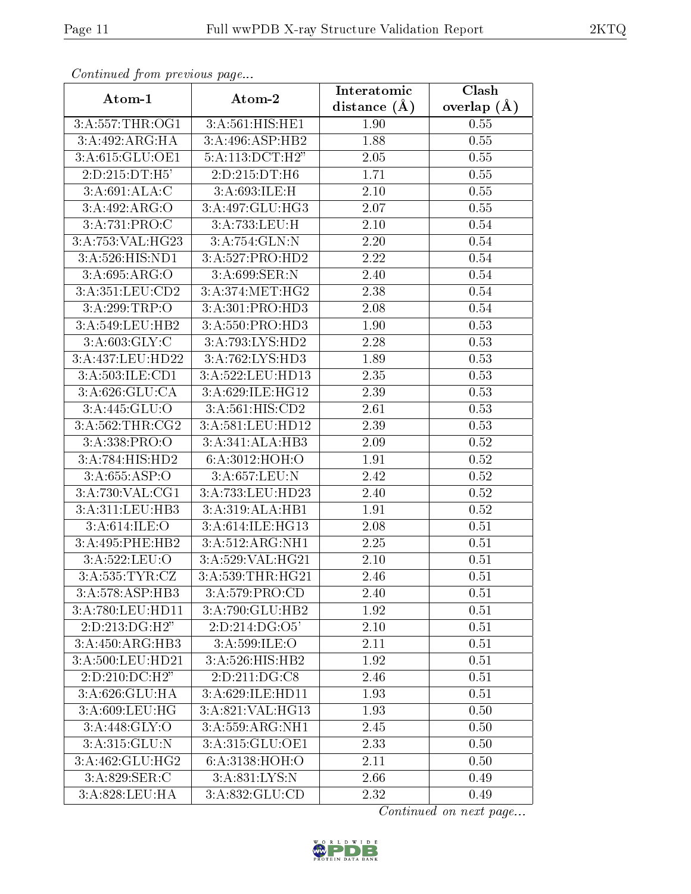*Continued from previous page...*

| Atom-1 | Atom-2 | Interatomic distance (Å) | Clash overlap (Å) |
|---|---|---|---|
| 3:A:557:THR:OG1 | 3:A:561:HIS:HE1 | 1.90 | 0.55 |
| 3:A:492:ARG:HA | 3:A:496:ASP:HB2 | 1.88 | 0.55 |
| 3:A:615:GLU:OE1 | 5:A:113:DCT:H2" | 2.05 | 0.55 |
| 2:D:215:DT:H5' | 2:D:215:DT:H6 | 1.71 | 0.55 |
| 3:A:691:ALA:C | 3:A:693:ILE:H | 2.10 | 0.55 |
| 3:A:492:ARG:O | 3:A:497:GLU:HG3 | 2.07 | 0.55 |
| 3:A:731:PRO:C | 3:A:733:LEU:H | 2.10 | 0.54 |
| 3:A:753:VAL:HG23 | 3:A:754:GLN:N | 2.20 | 0.54 |
| 3:A:526:HIS:ND1 | 3:A:527:PRO:HD2 | 2.22 | 0.54 |
| 3:A:695:ARG:O | 3:A:699:SER:N | 2.40 | 0.54 |
| 3:A:351:LEU:CD2 | 3:A:374:MET:HG2 | 2.38 | 0.54 |
| 3:A:299:TRP:O | 3:A:301:PRO:HD3 | 2.08 | 0.54 |
| 3:A:549:LEU:HB2 | 3:A:550:PRO:HD3 | 1.90 | 0.53 |
| 3:A:603:GLY:C | 3:A:793:LYS:HD2 | 2.28 | 0.53 |
| 3:A:437:LEU:HD22 | 3:A:762:LYS:HD3 | 1.89 | 0.53 |
| 3:A:503:ILE:CD1 | 3:A:522:LEU:HD13 | 2.35 | 0.53 |
| 3:A:626:GLU:CA | 3:A:629:ILE:HG12 | 2.39 | 0.53 |
| 3:A:445:GLU:O | 3:A:561:HIS:CD2 | 2.61 | 0.53 |
| 3:A:562:THR:CG2 | 3:A:581:LEU:HD12 | 2.39 | 0.53 |
| 3:A:338:PRO:O | 3:A:341:ALA:HB3 | 2.09 | 0.52 |
| 3:A:784:HIS:HD2 | 6:A:3012:HOH:O | 1.91 | 0.52 |
| 3:A:655:ASP:O | 3:A:657:LEU:N | 2.42 | 0.52 |
| 3:A:730:VAL:CG1 | 3:A:733:LEU:HD23 | 2.40 | 0.52 |
| 3:A:311:LEU:HB3 | 3:A:319:ALA:HB1 | 1.91 | 0.52 |
| 3:A:614:ILE:O | 3:A:614:ILE:HG13 | 2.08 | 0.51 |
| 3:A:495:PHE:HB2 | 3:A:512:ARG:NH1 | 2.25 | 0.51 |
| 3:A:522:LEU:O | 3:A:529:VAL:HG21 | 2.10 | 0.51 |
| 3:A:535:TYR:CZ | 3:A:539:THR:HG21 | 2.46 | 0.51 |
| 3:A:578:ASP:HB3 | 3:A:579:PRO:CD | 2.40 | 0.51 |
| 3:A:780:LEU:HD11 | 3:A:790:GLU:HB2 | 1.92 | 0.51 |
| 2:D:213:DG:H2" | 2:D:214:DG:O5' | 2.10 | 0.51 |
| 3:A:450:ARG:HB3 | 3:A:599:ILE:O | 2.11 | 0.51 |
| 3:A:500:LEU:HD21 | 3:A:526:HIS:HB2 | 1.92 | 0.51 |
| 2:D:210:DC:H2" | 2:D:211:DG:C8 | 2.46 | 0.51 |
| 3:A:626:GLU:HA | 3:A:629:ILE:HD11 | 1.93 | 0.51 |
| 3:A:609:LEU:HG | 3:A:821:VAL:HG13 | 1.93 | 0.50 |
| 3:A:448:GLY:O | 3:A:559:ARG:NH1 | 2.45 | 0.50 |
| 3:A:315:GLU:N | 3:A:315:GLU:OE1 | 2.33 | 0.50 |
| 3:A:462:GLU:HG2 | 6:A:3138:HOH:O | 2.11 | 0.50 |
| 3:A:829:SER:C | 3:A:831:LYS:N | 2.66 | 0.49 |
| 3:A:828:LEU:HA | 3:A:832:GLU:CD | 2.32 | 0.49 |

*Continued on next page...*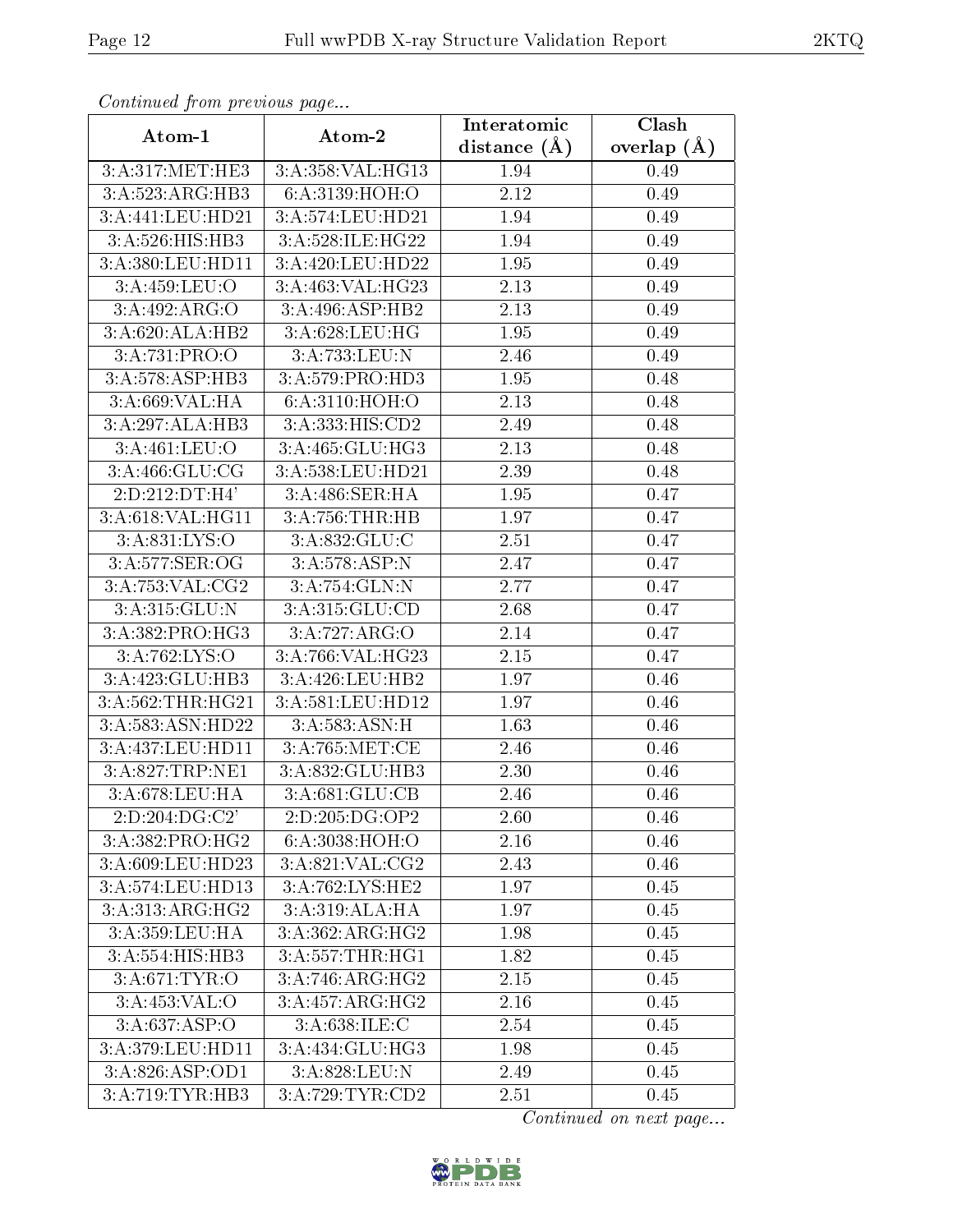*Continued from previous page...*

| Atom-1 | Atom-2 | Interatomic distance (Å) | Clash overlap (Å) |
|---|---|---|---|
| 3:A:317:MET:HE3 | 3:A:358:VAL:HG13 | 1.94 | 0.49 |
| 3:A:523:ARG:HB3 | 6:A:3139:HOH:O | 2.12 | 0.49 |
| 3:A:441:LEU:HD21 | 3:A:574:LEU:HD21 | 1.94 | 0.49 |
| 3:A:526:HIS:HB3 | 3:A:528:ILE:HG22 | 1.94 | 0.49 |
| 3:A:380:LEU:HD11 | 3:A:420:LEU:HD22 | 1.95 | 0.49 |
| 3:A:459:LEU:O | 3:A:463:VAL:HG23 | 2.13 | 0.49 |
| 3:A:492:ARG:O | 3:A:496:ASP:HB2 | 2.13 | 0.49 |
| 3:A:620:ALA:HB2 | 3:A:628:LEU:HG | 1.95 | 0.49 |
| 3:A:731:PRO:O | 3:A:733:LEU:N | 2.46 | 0.49 |
| 3:A:578:ASP:HB3 | 3:A:579:PRO:HD3 | 1.95 | 0.48 |
| 3:A:669:VAL:HA | 6:A:3110:HOH:O | 2.13 | 0.48 |
| 3:A:297:ALA:HB3 | 3:A:333:HIS:CD2 | 2.49 | 0.48 |
| 3:A:461:LEU:O | 3:A:465:GLU:HG3 | 2.13 | 0.48 |
| 3:A:466:GLU:CG | 3:A:538:LEU:HD21 | 2.39 | 0.48 |
| 2:D:212:DT:H4' | 3:A:486:SER:HA | 1.95 | 0.47 |
| 3:A:618:VAL:HG11 | 3:A:756:THR:HB | 1.97 | 0.47 |
| 3:A:831:LYS:O | 3:A:832:GLU:C | 2.51 | 0.47 |
| 3:A:577:SER:OG | 3:A:578:ASP:N | 2.47 | 0.47 |
| 3:A:753:VAL:CG2 | 3:A:754:GLN:N | 2.77 | 0.47 |
| 3:A:315:GLU:N | 3:A:315:GLU:CD | 2.68 | 0.47 |
| 3:A:382:PRO:HG3 | 3:A:727:ARG:O | 2.14 | 0.47 |
| 3:A:762:LYS:O | 3:A:766:VAL:HG23 | 2.15 | 0.47 |
| 3:A:423:GLU:HB3 | 3:A:426:LEU:HB2 | 1.97 | 0.46 |
| 3:A:562:THR:HG21 | 3:A:581:LEU:HD12 | 1.97 | 0.46 |
| 3:A:583:ASN:HD22 | 3:A:583:ASN:H | 1.63 | 0.46 |
| 3:A:437:LEU:HD11 | 3:A:765:MET:CE | 2.46 | 0.46 |
| 3:A:827:TRP:NE1 | 3:A:832:GLU:HB3 | 2.30 | 0.46 |
| 3:A:678:LEU:HA | 3:A:681:GLU:CB | 2.46 | 0.46 |
| 2:D:204:DG:C2' | 2:D:205:DG:OP2 | 2.60 | 0.46 |
| 3:A:382:PRO:HG2 | 6:A:3038:HOH:O | 2.16 | 0.46 |
| 3:A:609:LEU:HD23 | 3:A:821:VAL:CG2 | 2.43 | 0.46 |
| 3:A:574:LEU:HD13 | 3:A:762:LYS:HE2 | 1.97 | 0.45 |
| 3:A:313:ARG:HG2 | 3:A:319:ALA:HA | 1.97 | 0.45 |
| 3:A:359:LEU:HA | 3:A:362:ARG:HG2 | 1.98 | 0.45 |
| 3:A:554:HIS:HB3 | 3:A:557:THR:HG1 | 1.82 | 0.45 |
| 3:A:671:TYR:O | 3:A:746:ARG:HG2 | 2.15 | 0.45 |
| 3:A:453:VAL:O | 3:A:457:ARG:HG2 | 2.16 | 0.45 |
| 3:A:637:ASP:O | 3:A:638:ILE:C | 2.54 | 0.45 |
| 3:A:379:LEU:HD11 | 3:A:434:GLU:HG3 | 1.98 | 0.45 |
| 3:A:826:ASP:OD1 | 3:A:828:LEU:N | 2.49 | 0.45 |
| 3:A:719:TYR:HB3 | 3:A:729:TYR:CD2 | 2.51 | 0.45 |

*Continued on next page...*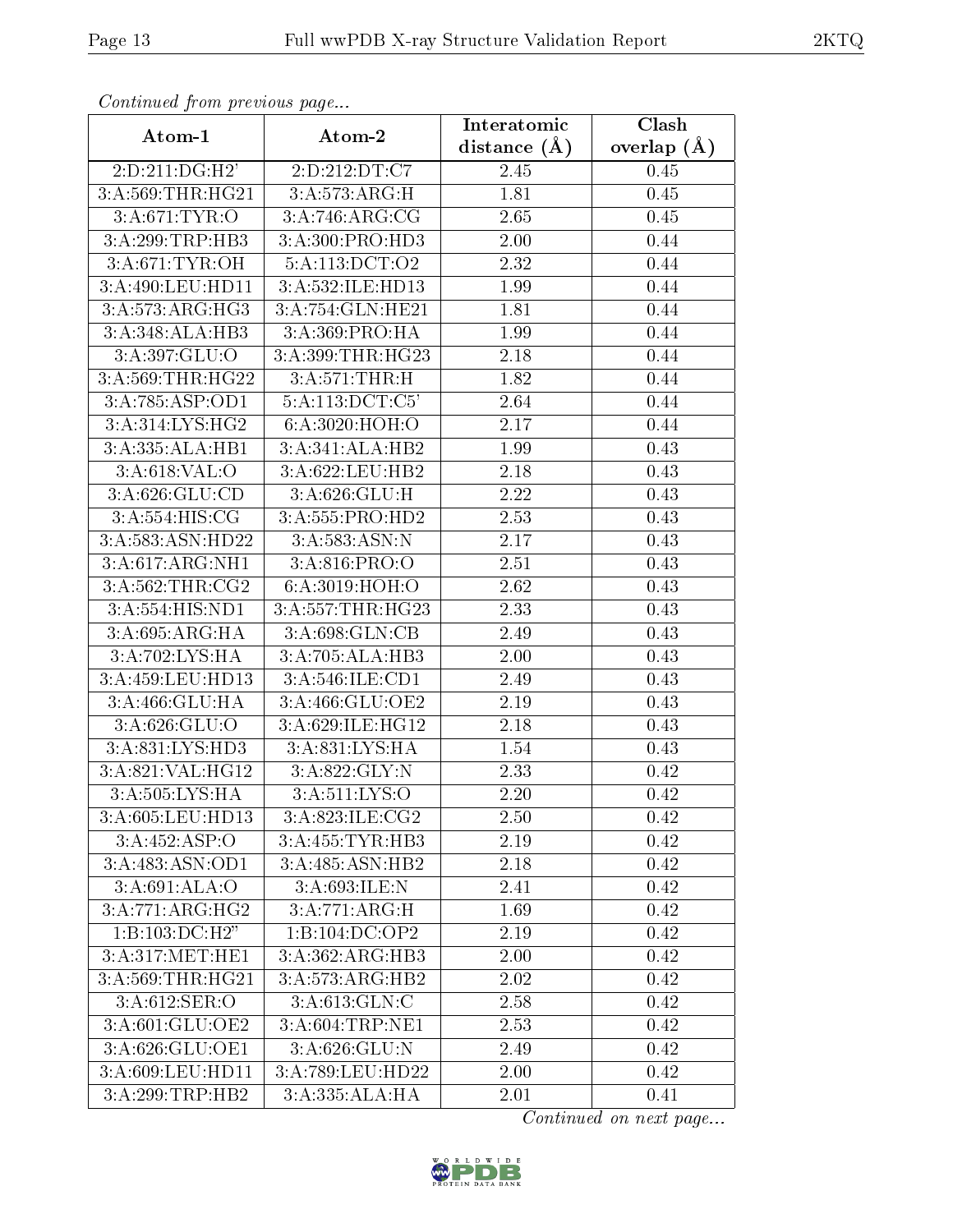*Continued from previous page...*

| Atom-1 | Atom-2 | Interatomic distance (Å) | Clash overlap (Å) |
|---|---|---|---|
| 2:D:211:DG:H2' | 2:D:212:DT:C7 | 2.45 | 0.45 |
| 3:A:569:THR:HG21 | 3:A:573:ARG:H | 1.81 | 0.45 |
| 3:A:671:TYR:O | 3:A:746:ARG:CG | 2.65 | 0.45 |
| 3:A:299:TRP:HB3 | 3:A:300:PRO:HD3 | 2.00 | 0.44 |
| 3:A:671:TYR:OH | 5:A:113:DCT:O2 | 2.32 | 0.44 |
| 3:A:490:LEU:HD11 | 3:A:532:ILE:HD13 | 1.99 | 0.44 |
| 3:A:573:ARG:HG3 | 3:A:754:GLN:HE21 | 1.81 | 0.44 |
| 3:A:348:ALA:HB3 | 3:A:369:PRO:HA | 1.99 | 0.44 |
| 3:A:397:GLU:O | 3:A:399:THR:HG23 | 2.18 | 0.44 |
| 3:A:569:THR:HG22 | 3:A:571:THR:H | 1.82 | 0.44 |
| 3:A:785:ASP:OD1 | 5:A:113:DCT:C5' | 2.64 | 0.44 |
| 3:A:314:LYS:HG2 | 6:A:3020:HOH:O | 2.17 | 0.44 |
| 3:A:335:ALA:HB1 | 3:A:341:ALA:HB2 | 1.99 | 0.43 |
| 3:A:618:VAL:O | 3:A:622:LEU:HB2 | 2.18 | 0.43 |
| 3:A:626:GLU:CD | 3:A:626:GLU:H | 2.22 | 0.43 |
| 3:A:554:HIS:CG | 3:A:555:PRO:HD2 | 2.53 | 0.43 |
| 3:A:583:ASN:HD22 | 3:A:583:ASN:N | 2.17 | 0.43 |
| 3:A:617:ARG:NH1 | 3:A:816:PRO:O | 2.51 | 0.43 |
| 3:A:562:THR:CG2 | 6:A:3019:HOH:O | 2.62 | 0.43 |
| 3:A:554:HIS:ND1 | 3:A:557:THR:HG23 | 2.33 | 0.43 |
| 3:A:695:ARG:HA | 3:A:698:GLN:CB | 2.49 | 0.43 |
| 3:A:702:LYS:HA | 3:A:705:ALA:HB3 | 2.00 | 0.43 |
| 3:A:459:LEU:HD13 | 3:A:546:ILE:CD1 | 2.49 | 0.43 |
| 3:A:466:GLU:HA | 3:A:466:GLU:OE2 | 2.19 | 0.43 |
| 3:A:626:GLU:O | 3:A:629:ILE:HG12 | 2.18 | 0.43 |
| 3:A:831:LYS:HD3 | 3:A:831:LYS:HA | 1.54 | 0.43 |
| 3:A:821:VAL:HG12 | 3:A:822:GLY:N | 2.33 | 0.42 |
| 3:A:505:LYS:HA | 3:A:511:LYS:O | 2.20 | 0.42 |
| 3:A:605:LEU:HD13 | 3:A:823:ILE:CG2 | 2.50 | 0.42 |
| 3:A:452:ASP:O | 3:A:455:TYR:HB3 | 2.19 | 0.42 |
| 3:A:483:ASN:OD1 | 3:A:485:ASN:HB2 | 2.18 | 0.42 |
| 3:A:691:ALA:O | 3:A:693:ILE:N | 2.41 | 0.42 |
| 3:A:771:ARG:HG2 | 3:A:771:ARG:H | 1.69 | 0.42 |
| 1:B:103:DC:H2" | 1:B:104:DC:OP2 | 2.19 | 0.42 |
| 3:A:317:MET:HE1 | 3:A:362:ARG:HB3 | 2.00 | 0.42 |
| 3:A:569:THR:HG21 | 3:A:573:ARG:HB2 | 2.02 | 0.42 |
| 3:A:612:SER:O | 3:A:613:GLN:C | 2.58 | 0.42 |
| 3:A:601:GLU:OE2 | 3:A:604:TRP:NE1 | 2.53 | 0.42 |
| 3:A:626:GLU:OE1 | 3:A:626:GLU:N | 2.49 | 0.42 |
| 3:A:609:LEU:HD11 | 3:A:789:LEU:HD22 | 2.00 | 0.42 |
| 3:A:299:TRP:HB2 | 3:A:335:ALA:HA | 2.01 | 0.41 |

*Continued on next page...*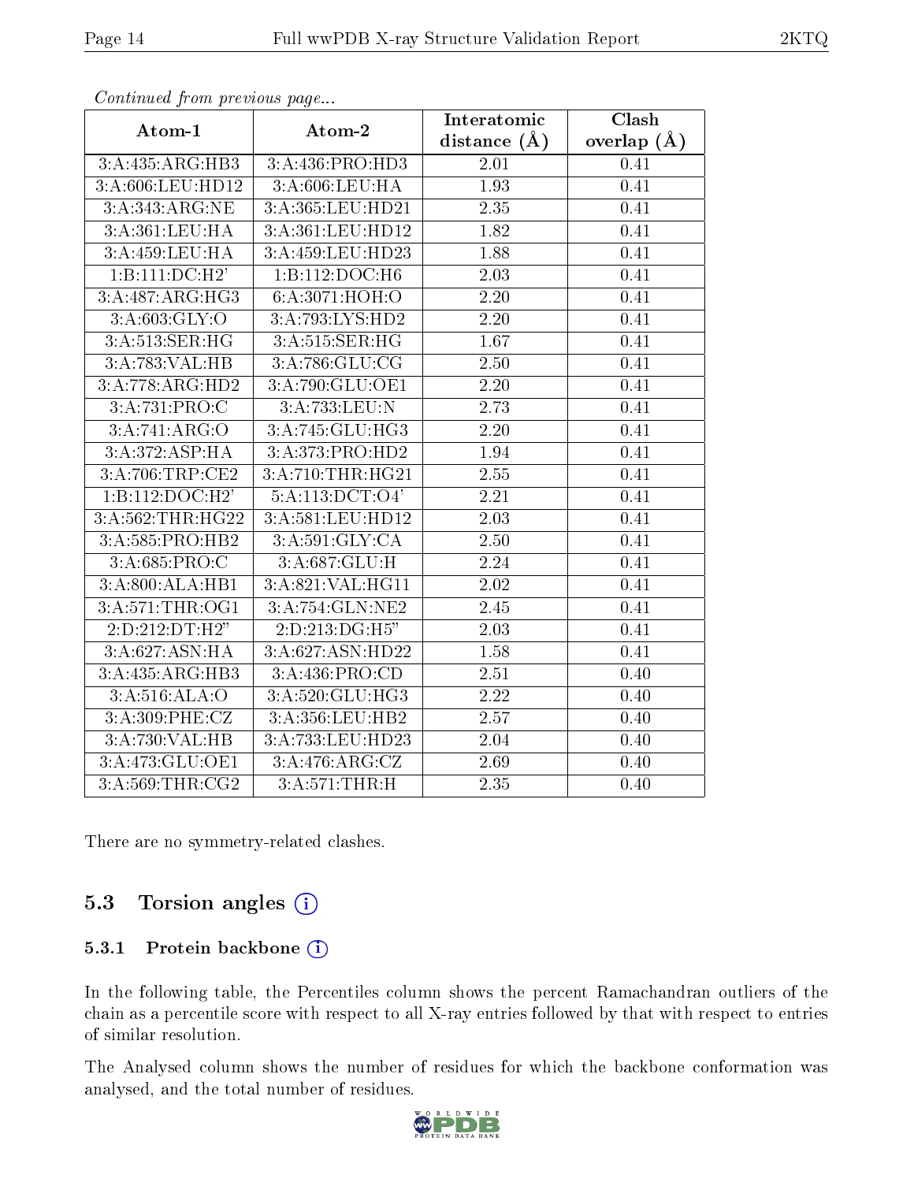*Continued from previous page...*

| Atom-1 | Atom-2 | Interatomic distance (Å) | Clash overlap (Å) |
|---|---|---|---|
| 3:A:435:ARG:HB3 | 3:A:436:PRO:HD3 | 2.01 | 0.41 |
| 3:A:606:LEU:HD12 | 3:A:606:LEU:HA | 1.93 | 0.41 |
| 3:A:343:ARG:NE | 3:A:365:LEU:HD21 | 2.35 | 0.41 |
| 3:A:361:LEU:HA | 3:A:361:LEU:HD12 | 1.82 | 0.41 |
| 3:A:459:LEU:HA | 3:A:459:LEU:HD23 | 1.88 | 0.41 |
| 1:B:111:DC:H2' | 1:B:112:DOC:H6 | 2.03 | 0.41 |
| 3:A:487:ARG:HG3 | 6:A:3071:HOH:O | 2.20 | 0.41 |
| 3:A:603:GLY:O | 3:A:793:LYS:HD2 | 2.20 | 0.41 |
| 3:A:513:SER:HG | 3:A:515:SER:HG | 1.67 | 0.41 |
| 3:A:783:VAL:HB | 3:A:786:GLU:CG | 2.50 | 0.41 |
| 3:A:778:ARG:HD2 | 3:A:790:GLU:OE1 | 2.20 | 0.41 |
| 3:A:731:PRO:C | 3:A:733:LEU:N | 2.73 | 0.41 |
| 3:A:741:ARG:O | 3:A:745:GLU:HG3 | 2.20 | 0.41 |
| 3:A:372:ASP:HA | 3:A:373:PRO:HD2 | 1.94 | 0.41 |
| 3:A:706:TRP:CE2 | 3:A:710:THR:HG21 | 2.55 | 0.41 |
| 1:B:112:DOC:H2' | 5:A:113:DCT:O4' | 2.21 | 0.41 |
| 3:A:562:THR:HG22 | 3:A:581:LEU:HD12 | 2.03 | 0.41 |
| 3:A:585:PRO:HB2 | 3:A:591:GLY:CA | 2.50 | 0.41 |
| 3:A:685:PRO:C | 3:A:687:GLU:H | 2.24 | 0.41 |
| 3:A:800:ALA:HB1 | 3:A:821:VAL:HG11 | 2.02 | 0.41 |
| 3:A:571:THR:OG1 | 3:A:754:GLN:NE2 | 2.45 | 0.41 |
| 2:D:212:DT:H2" | 2:D:213:DG:H5" | 2.03 | 0.41 |
| 3:A:627:ASN:HA | 3:A:627:ASN:HD22 | 1.58 | 0.41 |
| 3:A:435:ARG:HB3 | 3:A:436:PRO:CD | 2.51 | 0.40 |
| 3:A:516:ALA:O | 3:A:520:GLU:HG3 | 2.22 | 0.40 |
| 3:A:309:PHE:CZ | 3:A:356:LEU:HB2 | 2.57 | 0.40 |
| 3:A:730:VAL:HB | 3:A:733:LEU:HD23 | 2.04 | 0.40 |
| 3:A:473:GLU:OE1 | 3:A:476:ARG:CZ | 2.69 | 0.40 |
| 3:A:569:THR:CG2 | 3:A:571:THR:H | 2.35 | 0.40 |

There are no symmetry-related clashes.

## 5.3 Torsion angles

### 5.3.1 Protein backbone

In the following table, the Percentiles column shows the percent Ramachandran outliers of the chain as a percentile score with respect to all X-ray entries followed by that with respect to entries of similar resolution.

The Analysed column shows the number of residues for which the backbone conformation was analysed, and the total number of residues.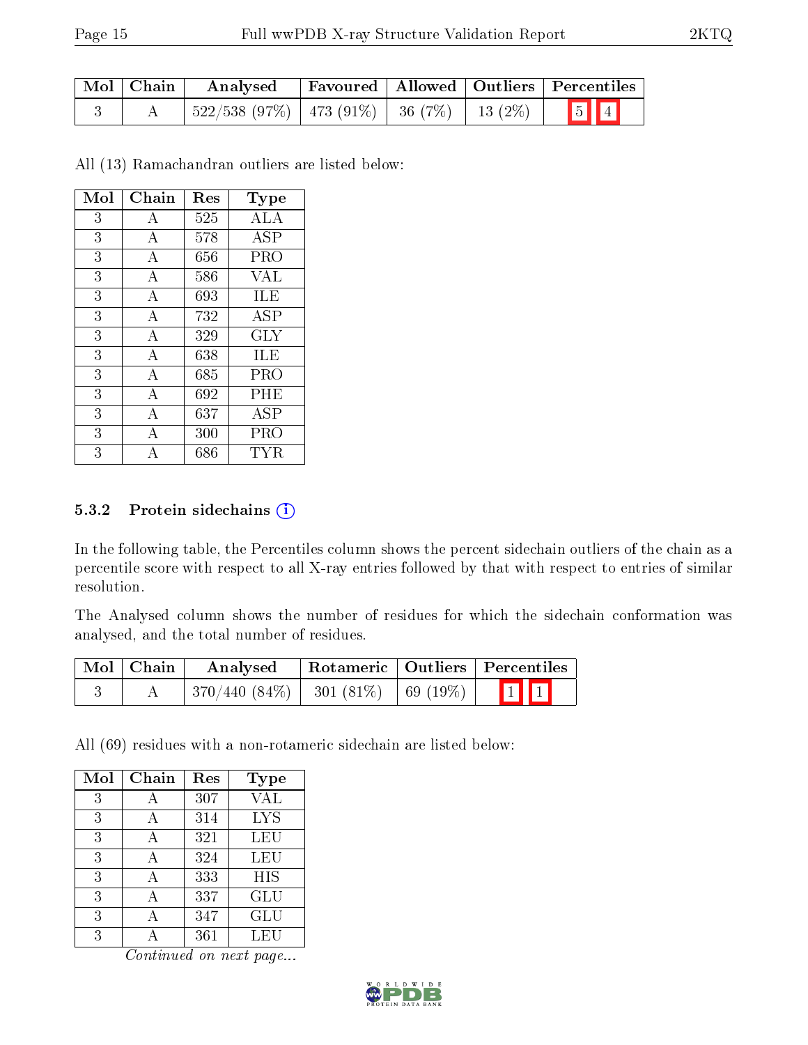| Mol | Chain | Analysed | Favoured | Allowed | Outliers | Percentiles | |
|---|---|---|---|---|---|---|---|
| 3 | A | 522/538 (97%) | 473 (91%) | 36 (7%) | 13 (2%) | 5 | 4 |

All (13) Ramachandran outliers are listed below:

| Mol | Chain | Res | Type |
|---|---|---|---|
| 3 | A | 525 | ALA |
| 3 | A | 578 | ASP |
| 3 | A | 656 | PRO |
| 3 | A | 586 | VAL |
| 3 | A | 693 | ILE |
| 3 | A | 732 | ASP |
| 3 | A | 329 | GLY |
| 3 | A | 638 | ILE |
| 3 | A | 685 | PRO |
| 3 | A | 692 | PHE |
| 3 | A | 637 | ASP |
| 3 | A | 300 | PRO |
| 3 | A | 686 | TYR |

#### 5.3.2 Protein sidechains (i)

In the following table, the Percentiles column shows the percent sidechain outliers of the chain as a percentile score with respect to all X-ray entries followed by that with respect to entries of similar resolution.

The Analysed column shows the number of residues for which the sidechain conformation was analysed, and the total number of residues.

| Mol | Chain | Analysed | Rotameric | Outliers | Percentiles | |
|---|---|---|---|---|---|---|
| 3 | A | 370/440 (84%) | 301 (81%) | 69 (19%) | 1 | 1 |

All (69) residues with a non-rotameric sidechain are listed below:

| Mol | Chain | Res | Type |
|---|---|---|---|
| 3 | A | 307 | VAL |
| 3 | A | 314 | LYS |
| 3 | A | 321 | LEU |
| 3 | A | 324 | LEU |
| 3 | A | 333 | HIS |
| 3 | A | 337 | GLU |
| 3 | A | 347 | GLU |
| 3 | A | 361 | LEU |

*Continued on next page...*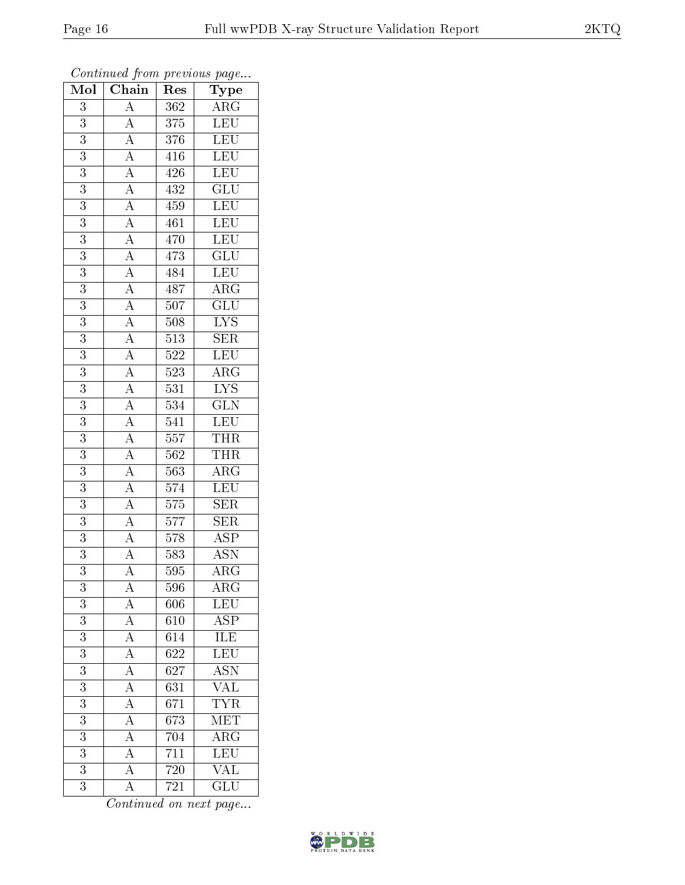*Continued from previous page...*

| Mol | Chain | Res | Type |
|---|---|---|---|
| 3 | A | 362 | ARG |
| 3 | A | 375 | LEU |
| 3 | A | 376 | LEU |
| 3 | A | 416 | LEU |
| 3 | A | 426 | LEU |
| 3 | A | 432 | GLU |
| 3 | A | 459 | LEU |
| 3 | A | 461 | LEU |
| 3 | A | 470 | LEU |
| 3 | A | 473 | GLU |
| 3 | A | 484 | LEU |
| 3 | A | 487 | ARG |
| 3 | A | 507 | GLU |
| 3 | A | 508 | LYS |
| 3 | A | 513 | SER |
| 3 | A | 522 | LEU |
| 3 | A | 523 | ARG |
| 3 | A | 531 | LYS |
| 3 | A | 534 | GLN |
| 3 | A | 541 | LEU |
| 3 | A | 557 | THR |
| 3 | A | 562 | THR |
| 3 | A | 563 | ARG |
| 3 | A | 574 | LEU |
| 3 | A | 575 | SER |
| 3 | A | 577 | SER |
| 3 | A | 578 | ASP |
| 3 | A | 583 | ASN |
| 3 | A | 595 | ARG |
| 3 | A | 596 | ARG |
| 3 | A | 606 | LEU |
| 3 | A | 610 | ASP |
| 3 | A | 614 | ILE |
| 3 | A | 622 | LEU |
| 3 | A | 627 | ASN |
| 3 | A | 631 | VAL |
| 3 | A | 671 | TYR |
| 3 | A | 673 | MET |
| 3 | A | 704 | ARG |
| 3 | A | 711 | LEU |
| 3 | A | 720 | VAL |
| 3 | A | 721 | GLU |

*Continued on next page...*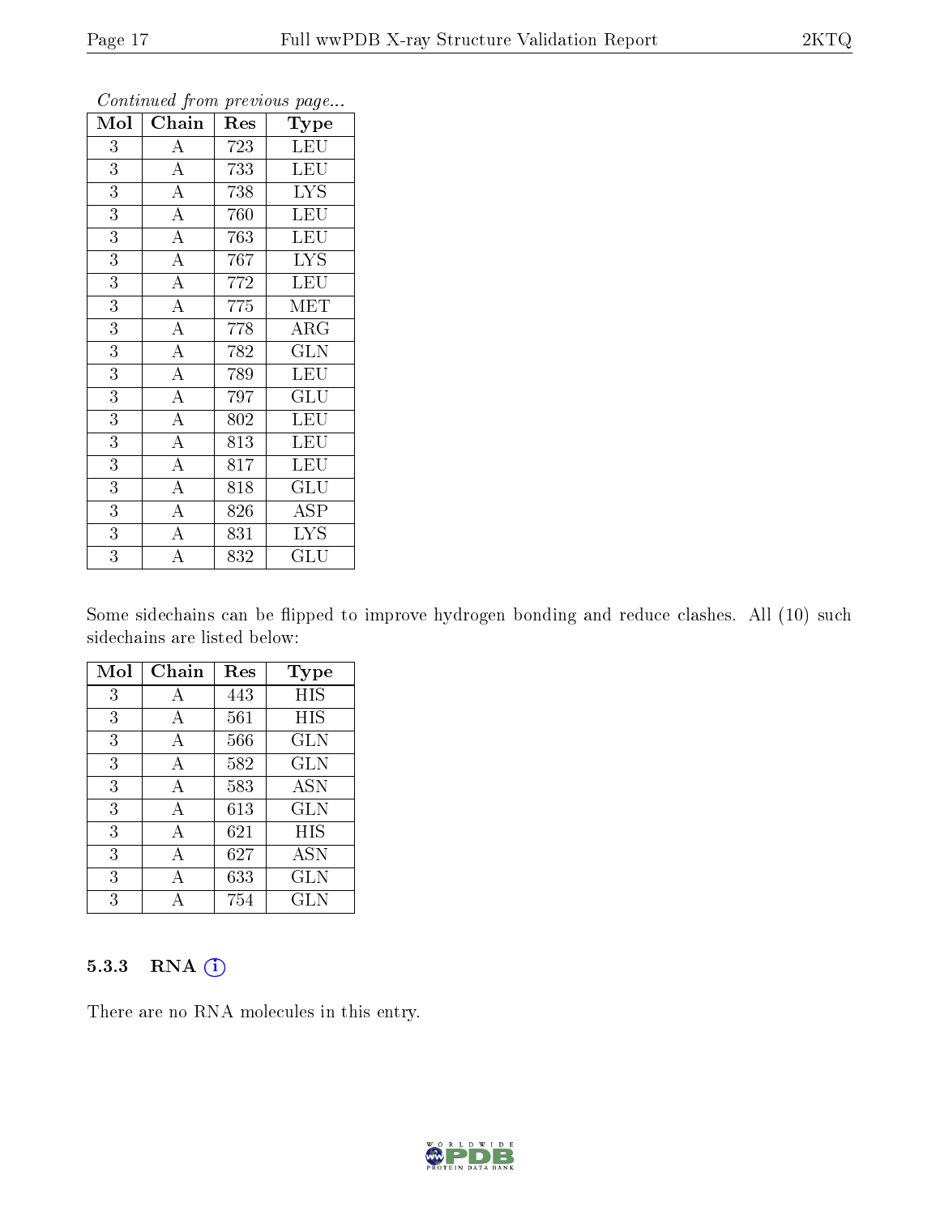*Continued from previous page...*

| Mol | Chain | Res | Type |
|---|---|---|---|
| 3 | A | 723 | LEU |
| 3 | A | 733 | LEU |
| 3 | A | 738 | LYS |
| 3 | A | 760 | LEU |
| 3 | A | 763 | LEU |
| 3 | A | 767 | LYS |
| 3 | A | 772 | LEU |
| 3 | A | 775 | MET |
| 3 | A | 778 | ARG |
| 3 | A | 782 | GLN |
| 3 | A | 789 | LEU |
| 3 | A | 797 | GLU |
| 3 | A | 802 | LEU |
| 3 | A | 813 | LEU |
| 3 | A | 817 | LEU |
| 3 | A | 818 | GLU |
| 3 | A | 826 | ASP |
| 3 | A | 831 | LYS |
| 3 | A | 832 | GLU |

Some sidechains can be flipped to improve hydrogen bonding and reduce clashes. All (10) such sidechains are listed below:

| Mol | Chain | Res | Type |
|---|---|---|---|
| 3 | A | 443 | HIS |
| 3 | A | 561 | HIS |
| 3 | A | 566 | GLN |
| 3 | A | 582 | GLN |
| 3 | A | 583 | ASN |
| 3 | A | 613 | GLN |
| 3 | A | 621 | HIS |
| 3 | A | 627 | ASN |
| 3 | A | 633 | GLN |
| 3 | A | 754 | GLN |

### 5.3.3 RNA

There are no RNA molecules in this entry.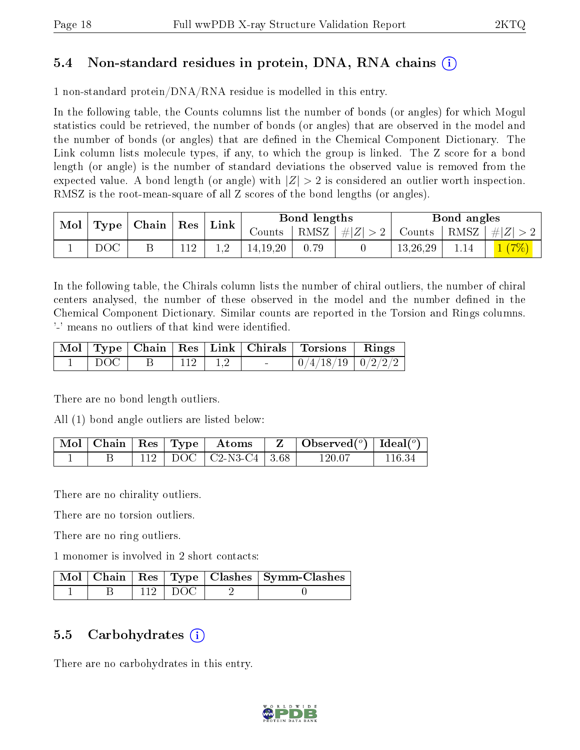## 5.4 Non-standard residues in protein, DNA, RNA chains (i)

1 non-standard protein/DNA/RNA residue is modelled in this entry.

In the following table, the Counts columns list the number of bonds (or angles) for which Mogul statistics could be retrieved, the number of bonds (or angles) that are observed in the model and the number of bonds (or angles) that are defined in the Chemical Component Dictionary. The Link column lists molecule types, if any, to which the group is linked. The Z score for a bond length (or angle) is the number of standard deviations the observed value is removed from the expected value. A bond length (or angle) with $|Z| > 2$ is considered an outlier worth inspection. RMSZ is the root-mean-square of all Z scores of the bond lengths (or angles).

| Mol | Type | Chain | Res | Link | Bond lengths | | | Bond angles | | |
|---|---|---|---|---|---|---|---|---|---|---|
| | | | | | Counts | RMSZ | $\#\|Z\| > 2$ | Counts | RMSZ | $\#\|Z\| > 2$ |
| 1 | DOC | B | 112 | 1,2 | 14,19,20 | 0.79 | 0 | 13,26,29 | 1.14 | 1 (7%) |

In the following table, the Chirals column lists the number of chiral outliers, the number of chiral centers analysed, the number of these observed in the model and the number defined in the Chemical Component Dictionary. Similar counts are reported in the Torsion and Rings columns. '-' means no outliers of that kind were identified.

| Mol | Type | Chain | Res | Link | Chirals | Torsions | Rings |
|---|---|---|---|---|---|---|---|
| 1 | DOC | B | 112 | 1,2 | - | 0/4/18/19 | 0/2/2/2 |

There are no bond length outliers.

All (1) bond angle outliers are listed below:

| Mol | Chain | Res | Type | Atoms | Z | Observed(°) | Ideal(°) |
|---|---|---|---|---|---|---|---|
| 1 | B | 112 | DOC | C2-N3-C4 | 3.68 | 120.07 | 116.34 |

There are no chirality outliers.

There are no torsion outliers.

There are no ring outliers.

1 monomer is involved in 2 short contacts:

| Mol | Chain | Res | Type | Clashes | Symm-Clashes |
|---|---|---|---|---|---|
| 1 | B | 112 | DOC | 2 | 0 |

## 5.5 Carbohydrates (i)

There are no carbohydrates in this entry.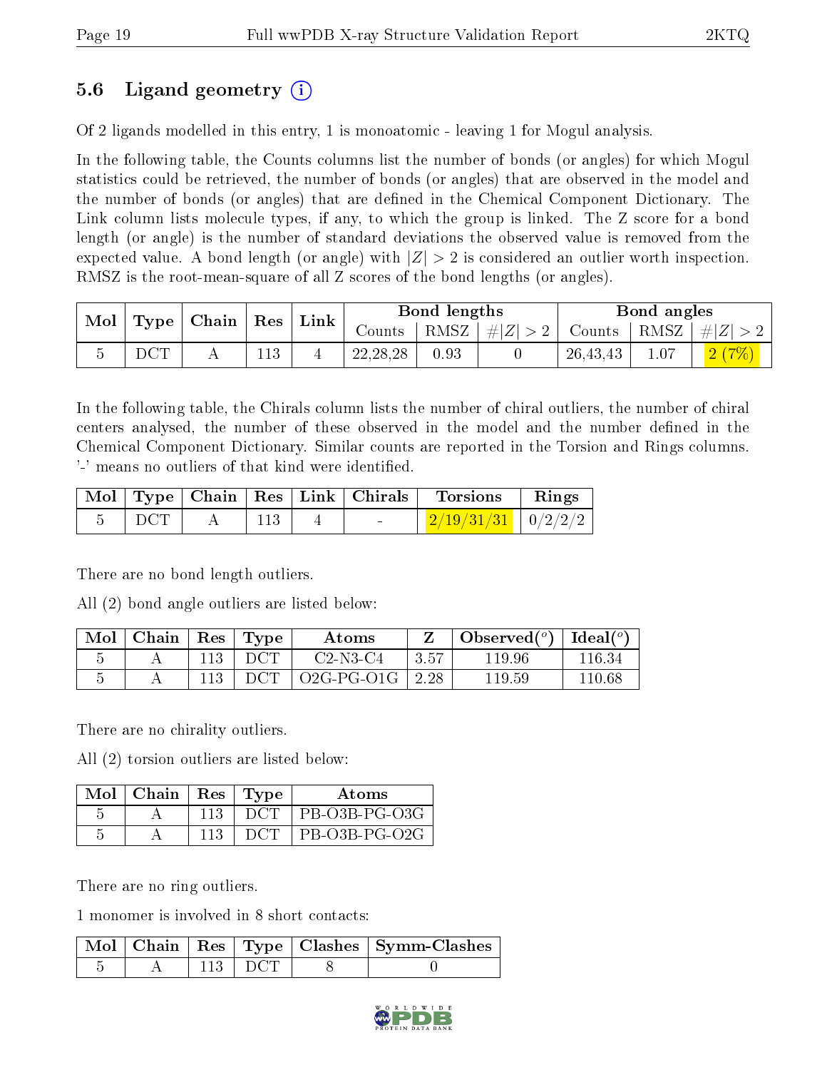## 5.6 Ligand geometry (i)

Of 2 ligands modelled in this entry, 1 is monoatomic - leaving 1 for Mogul analysis.

In the following table, the Counts columns list the number of bonds (or angles) for which Mogul statistics could be retrieved, the number of bonds (or angles) that are observed in the model and the number of bonds (or angles) that are defined in the Chemical Component Dictionary. The Link column lists molecule types, if any, to which the group is linked. The Z score for a bond length (or angle) is the number of standard deviations the observed value is removed from the expected value. A bond length (or angle) with $|Z| > 2$ is considered an outlier worth inspection. RMSZ is the root-mean-square of all Z scores of the bond lengths (or angles).

| Mol | Type | Chain | Res | Link | Bond lengths | | | Bond angles | | |
|---|---|---|---|---|---|---|---|---|---|---|
| | | | | | Counts | RMSZ | $\#\|Z\| > 2$ | Counts | RMSZ | $\#\|Z\| > 2$ |
| 5 | DCT | A | 113 | 4 | 22,28,28 | 0.93 | 0 | 26,43,43 | 1.07 | 2 (7%) |

In the following table, the Chirals column lists the number of chiral outliers, the number of chiral centers analysed, the number of these observed in the model and the number defined in the Chemical Component Dictionary. Similar counts are reported in the Torsion and Rings columns. '-' means no outliers of that kind were identified.

| Mol | Type | Chain | Res | Link | Chirals | Torsions | Rings |
|---|---|---|---|---|---|---|---|
| 5 | DCT | A | 113 | 4 | - | 2/19/31/31 | 0/2/2/2 |

There are no bond length outliers.

All (2) bond angle outliers are listed below:

| Mol | Chain | Res | Type | Atoms | Z | Observed(°) | Ideal(°) |
|---|---|---|---|---|---|---|---|
| 5 | A | 113 | DCT | C2-N3-C4 | 3.57 | 119.96 | 116.34 |
| 5 | A | 113 | DCT | O2G-PG-O1G | 2.28 | 119.59 | 110.68 |

There are no chirality outliers.

All (2) torsion outliers are listed below:

| Mol | Chain | Res | Type | Atoms |
|---|---|---|---|---|
| 5 | A | 113 | DCT | PB-O3B-PG-O3G |
| 5 | A | 113 | DCT | PB-O3B-PG-O2G |

There are no ring outliers.

1 monomer is involved in 8 short contacts:

| Mol | Chain | Res | Type | Clashes | Symm-Clashes |
|---|---|---|---|---|---|
| 5 | A | 113 | DCT | 8 | 0 |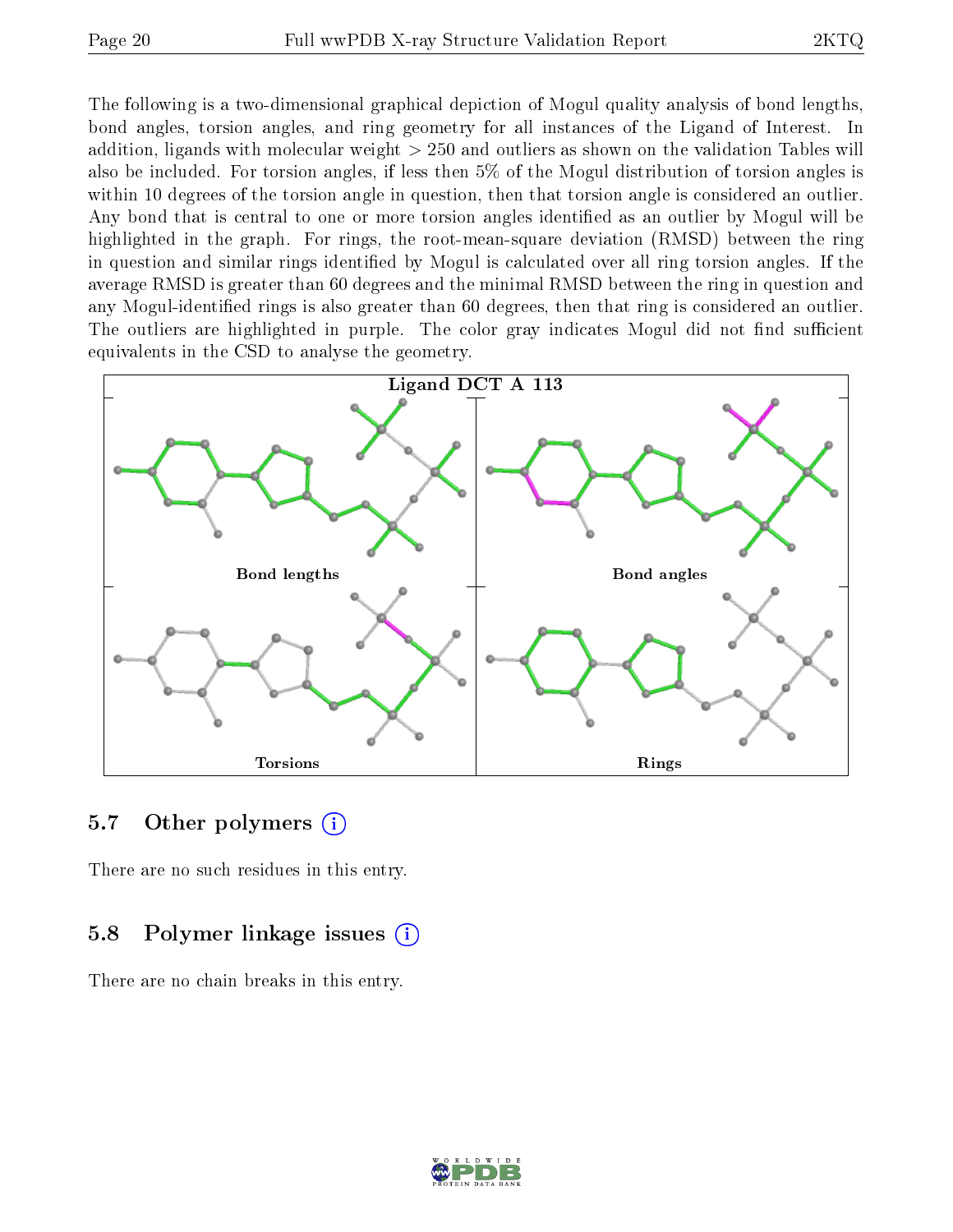The following is a two-dimensional graphical depiction of Mogul quality analysis of bond lengths, bond angles, torsion angles, and ring geometry for all instances of the Ligand of Interest. In addition, ligands with molecular weight > 250 and outliers as shown on the validation Tables will also be included. For torsion angles, if less then 5% of the Mogul distribution of torsion angles is within 10 degrees of the torsion angle in question, then that torsion angle is considered an outlier. Any bond that is central to one or more torsion angles identified as an outlier by Mogul will be highlighted in the graph. For rings, the root-mean-square deviation (RMSD) between the ring in question and similar rings identified by Mogul is calculated over all ring torsion angles. If the average RMSD is greater than 60 degrees and the minimal RMSD between the ring in question and any Mogul-identified rings is also greater than 60 degrees, then that ring is considered an outlier. The outliers are highlighted in purple. The color gray indicates Mogul did not find sufficient equivalents in the CSD to analyse the geometry.

Ligand DCT A 113

Bond lengths

Bond angles

Torsions

Rings

### 5.7 Other polymers

There are no such residues in this entry.

### 5.8 Polymer linkage issues

There are no chain breaks in this entry.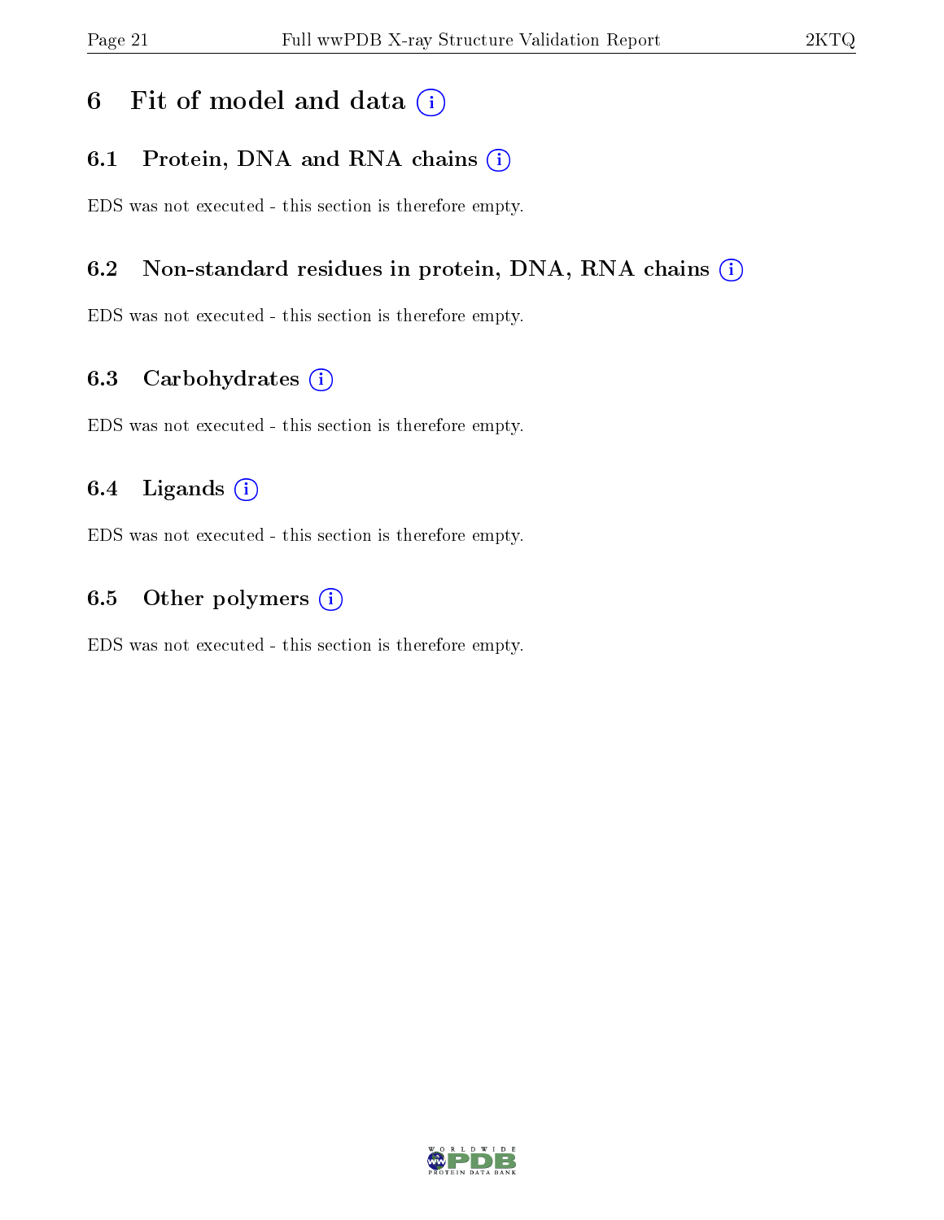# 6 Fit of model and data

## 6.1 Protein, DNA and RNA chains

EDS was not executed - this section is therefore empty.

## 6.2 Non-standard residues in protein, DNA, RNA chains

EDS was not executed - this section is therefore empty.

## 6.3 Carbohydrates

EDS was not executed - this section is therefore empty.

## 6.4 Ligands

EDS was not executed - this section is therefore empty.

## 6.5 Other polymers

EDS was not executed - this section is therefore empty.